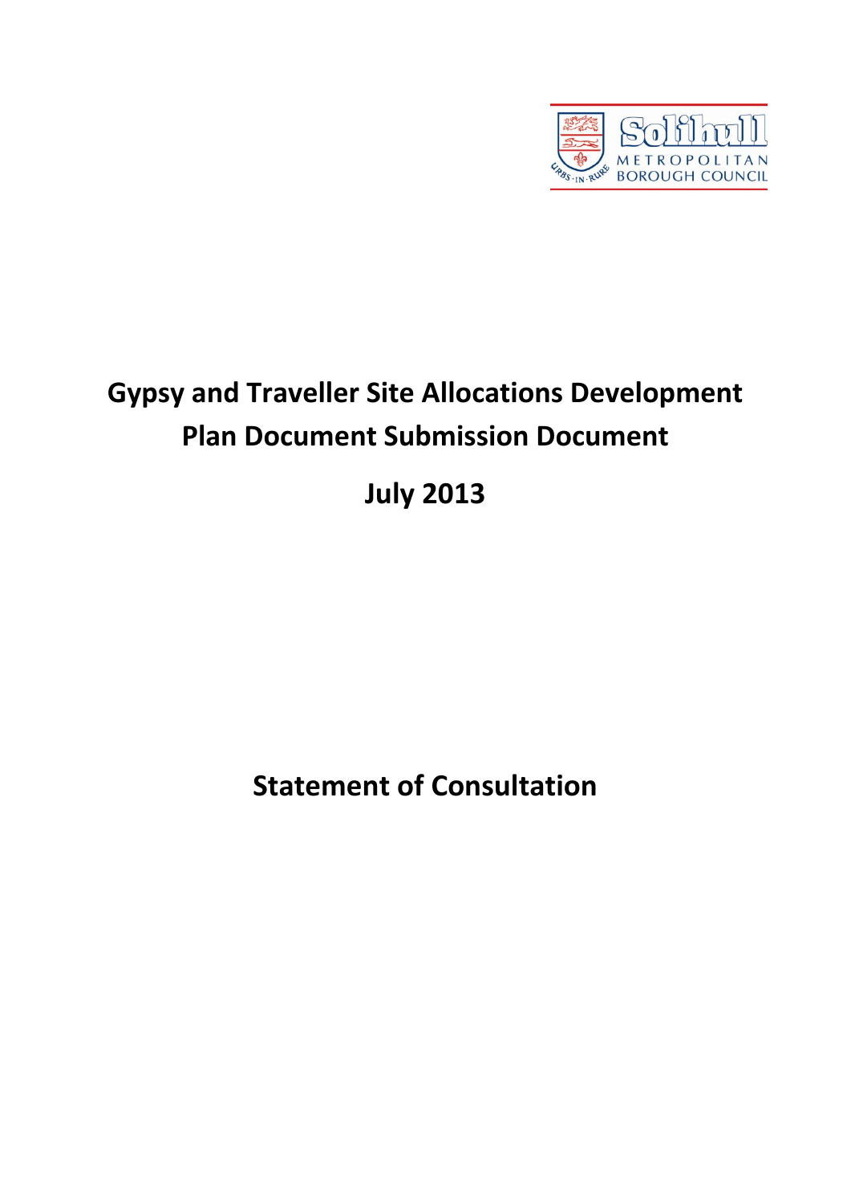Solihull Metropolitan Borough Council

# Gypsy and Traveller Site Allocations Development Plan Document Submission Document

## July 2013

## Statement of Consultation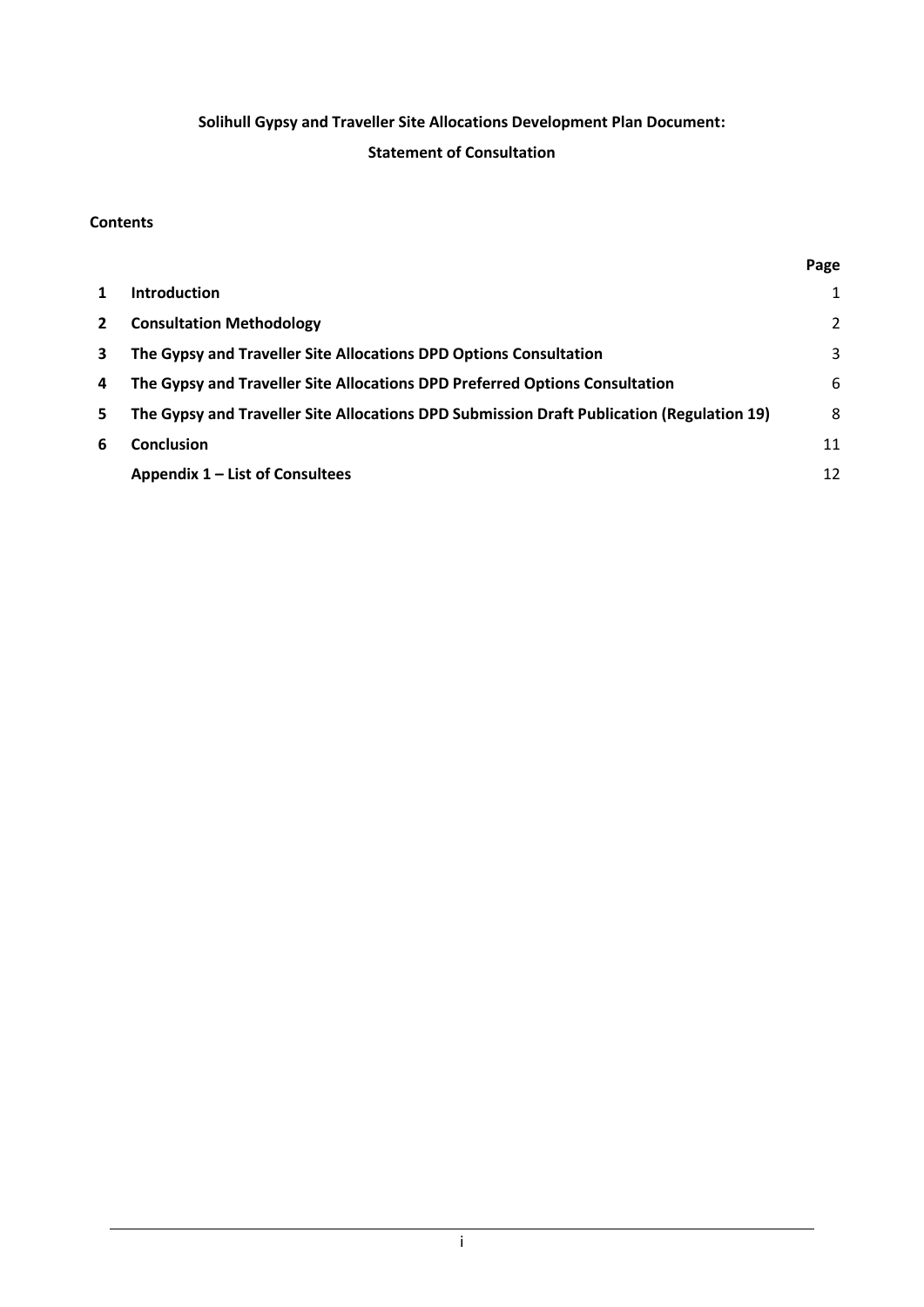**Solihull Gypsy and Traveller Site Allocations Development Plan Document:**

**Statement of Consultation**

**Contents**

| | | Page |
|---|---|---|
| **1** | **Introduction** | 1 |
| **2** | **Consultation Methodology** | 2 |
| **3** | **The Gypsy and Traveller Site Allocations DPD Options Consultation** | 3 |
| **4** | **The Gypsy and Traveller Site Allocations DPD Preferred Options Consultation** | 6 |
| **5** | **The Gypsy and Traveller Site Allocations DPD Submission Draft Publication (Regulation 19)** | 8 |
| **6** | **Conclusion** | 11 |
| | **Appendix 1 – List of Consultees** | 12 |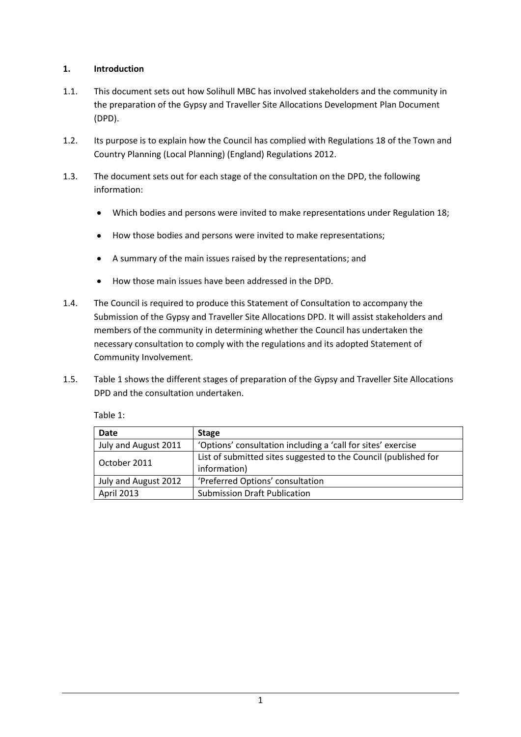## 1. Introduction

1.1. This document sets out how Solihull MBC has involved stakeholders and the community in the preparation of the Gypsy and Traveller Site Allocations Development Plan Document (DPD).

1.2. Its purpose is to explain how the Council has complied with Regulations 18 of the Town and Country Planning (Local Planning) (England) Regulations 2012.

1.3. The document sets out for each stage of the consultation on the DPD, the following information:

- Which bodies and persons were invited to make representations under Regulation 18;
- How those bodies and persons were invited to make representations;
- A summary of the main issues raised by the representations; and
- How those main issues have been addressed in the DPD.

1.4. The Council is required to produce this Statement of Consultation to accompany the Submission of the Gypsy and Traveller Site Allocations DPD. It will assist stakeholders and members of the community in determining whether the Council has undertaken the necessary consultation to comply with the regulations and its adopted Statement of Community Involvement.

1.5. Table 1 shows the different stages of preparation of the Gypsy and Traveller Site Allocations DPD and the consultation undertaken.

Table 1:

| Date | Stage |
|---|---|
| July and August 2011 | 'Options' consultation including a 'call for sites' exercise |
| October 2011 | List of submitted sites suggested to the Council (published for information) |
| July and August 2012 | 'Preferred Options' consultation |
| April 2013 | Submission Draft Publication |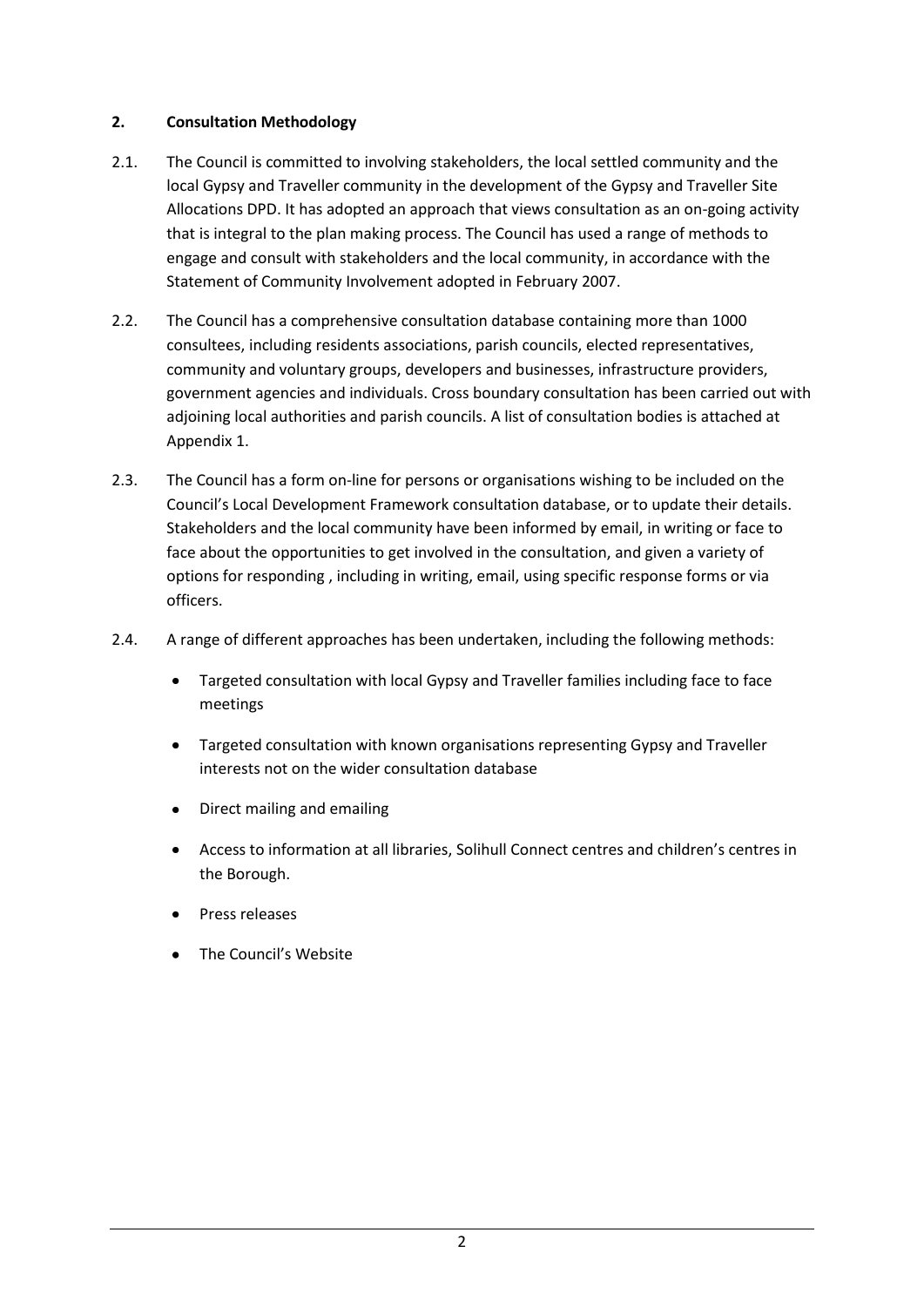## 2. Consultation Methodology

2.1. The Council is committed to involving stakeholders, the local settled community and the local Gypsy and Traveller community in the development of the Gypsy and Traveller Site Allocations DPD. It has adopted an approach that views consultation as an on-going activity that is integral to the plan making process. The Council has used a range of methods to engage and consult with stakeholders and the local community, in accordance with the Statement of Community Involvement adopted in February 2007.

2.2. The Council has a comprehensive consultation database containing more than 1000 consultees, including residents associations, parish councils, elected representatives, community and voluntary groups, developers and businesses, infrastructure providers, government agencies and individuals. Cross boundary consultation has been carried out with adjoining local authorities and parish councils. A list of consultation bodies is attached at Appendix 1.

2.3. The Council has a form on-line for persons or organisations wishing to be included on the Council's Local Development Framework consultation database, or to update their details. Stakeholders and the local community have been informed by email, in writing or face to face about the opportunities to get involved in the consultation, and given a variety of options for responding , including in writing, email, using specific response forms or via officers.

2.4. A range of different approaches has been undertaken, including the following methods:

- Targeted consultation with local Gypsy and Traveller families including face to face meetings
- Targeted consultation with known organisations representing Gypsy and Traveller interests not on the wider consultation database
- Direct mailing and emailing
- Access to information at all libraries, Solihull Connect centres and children's centres in the Borough.
- Press releases
- The Council's Website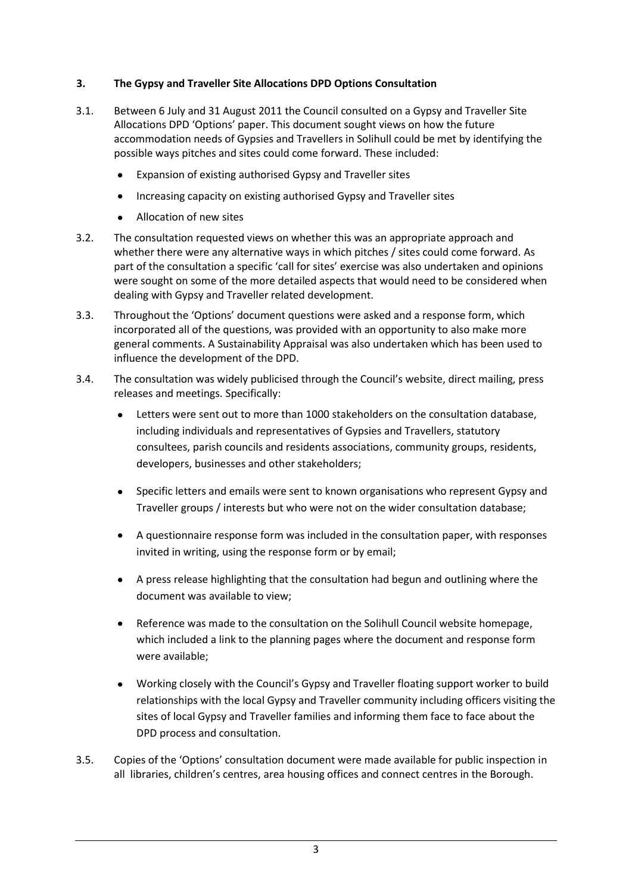### 3. The Gypsy and Traveller Site Allocations DPD Options Consultation

3.1. Between 6 July and 31 August 2011 the Council consulted on a Gypsy and Traveller Site Allocations DPD 'Options' paper. This document sought views on how the future accommodation needs of Gypsies and Travellers in Solihull could be met by identifying the possible ways pitches and sites could come forward. These included:

- Expansion of existing authorised Gypsy and Traveller sites
- Increasing capacity on existing authorised Gypsy and Traveller sites
- Allocation of new sites

3.2. The consultation requested views on whether this was an appropriate approach and whether there were any alternative ways in which pitches / sites could come forward. As part of the consultation a specific 'call for sites' exercise was also undertaken and opinions were sought on some of the more detailed aspects that would need to be considered when dealing with Gypsy and Traveller related development.

3.3. Throughout the 'Options' document questions were asked and a response form, which incorporated all of the questions, was provided with an opportunity to also make more general comments. A Sustainability Appraisal was also undertaken which has been used to influence the development of the DPD.

3.4. The consultation was widely publicised through the Council's website, direct mailing, press releases and meetings. Specifically:

- Letters were sent out to more than 1000 stakeholders on the consultation database, including individuals and representatives of Gypsies and Travellers, statutory consultees, parish councils and residents associations, community groups, residents, developers, businesses and other stakeholders;
- Specific letters and emails were sent to known organisations who represent Gypsy and Traveller groups / interests but who were not on the wider consultation database;
- A questionnaire response form was included in the consultation paper, with responses invited in writing, using the response form or by email;
- A press release highlighting that the consultation had begun and outlining where the document was available to view;
- Reference was made to the consultation on the Solihull Council website homepage, which included a link to the planning pages where the document and response form were available;
- Working closely with the Council's Gypsy and Traveller floating support worker to build relationships with the local Gypsy and Traveller community including officers visiting the sites of local Gypsy and Traveller families and informing them face to face about the DPD process and consultation.

3.5. Copies of the 'Options' consultation document were made available for public inspection in all libraries, children's centres, area housing offices and connect centres in the Borough.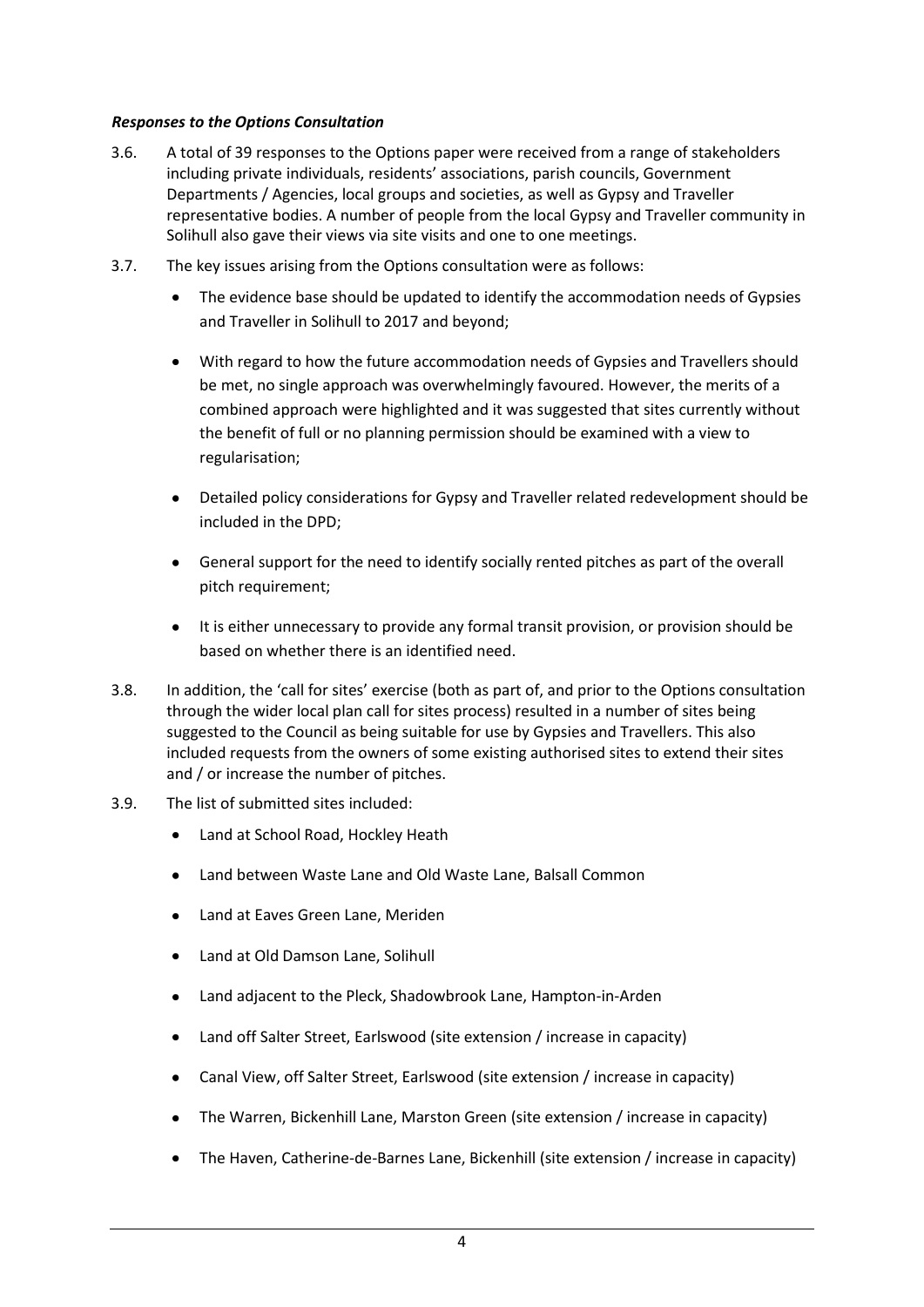### *Responses to the Options Consultation*

3.6. A total of 39 responses to the Options paper were received from a range of stakeholders including private individuals, residents' associations, parish councils, Government Departments / Agencies, local groups and societies, as well as Gypsy and Traveller representative bodies. A number of people from the local Gypsy and Traveller community in Solihull also gave their views via site visits and one to one meetings.

3.7. The key issues arising from the Options consultation were as follows:

- The evidence base should be updated to identify the accommodation needs of Gypsies and Traveller in Solihull to 2017 and beyond;
- With regard to how the future accommodation needs of Gypsies and Travellers should be met, no single approach was overwhelmingly favoured. However, the merits of a combined approach were highlighted and it was suggested that sites currently without the benefit of full or no planning permission should be examined with a view to regularisation;
- Detailed policy considerations for Gypsy and Traveller related redevelopment should be included in the DPD;
- General support for the need to identify socially rented pitches as part of the overall pitch requirement;
- It is either unnecessary to provide any formal transit provision, or provision should be based on whether there is an identified need.

3.8. In addition, the 'call for sites' exercise (both as part of, and prior to the Options consultation through the wider local plan call for sites process) resulted in a number of sites being suggested to the Council as being suitable for use by Gypsies and Travellers. This also included requests from the owners of some existing authorised sites to extend their sites and / or increase the number of pitches.

3.9. The list of submitted sites included:

- Land at School Road, Hockley Heath
- Land between Waste Lane and Old Waste Lane, Balsall Common
- Land at Eaves Green Lane, Meriden
- Land at Old Damson Lane, Solihull
- Land adjacent to the Pleck, Shadowbrook Lane, Hampton-in-Arden
- Land off Salter Street, Earlswood (site extension / increase in capacity)
- Canal View, off Salter Street, Earlswood (site extension / increase in capacity)
- The Warren, Bickenhill Lane, Marston Green (site extension / increase in capacity)
- The Haven, Catherine-de-Barnes Lane, Bickenhill (site extension / increase in capacity)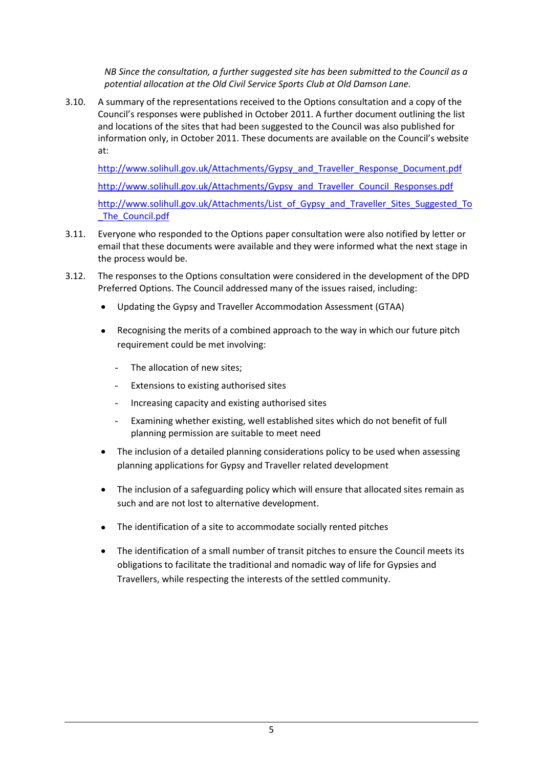*NB Since the consultation, a further suggested site has been submitted to the Council as a potential allocation at the Old Civil Service Sports Club at Old Damson Lane.*

3.10. A summary of the representations received to the Options consultation and a copy of the Council's responses were published in October 2011. A further document outlining the list and locations of the sites that had been suggested to the Council was also published for information only, in October 2011. These documents are available on the Council's website at:

http://www.solihull.gov.uk/Attachments/Gypsy_and_Traveller_Response_Document.pdf

http://www.solihull.gov.uk/Attachments/Gypsy_and_Traveller_Council_Responses.pdf

http://www.solihull.gov.uk/Attachments/List_of_Gypsy_and_Traveller_Sites_Suggested_To_The_Council.pdf

3.11. Everyone who responded to the Options paper consultation were also notified by letter or email that these documents were available and they were informed what the next stage in the process would be.

3.12. The responses to the Options consultation were considered in the development of the DPD Preferred Options. The Council addressed many of the issues raised, including:

- Updating the Gypsy and Traveller Accommodation Assessment (GTAA)
- Recognising the merits of a combined approach to the way in which our future pitch requirement could be met involving:
  - The allocation of new sites;
  - Extensions to existing authorised sites
  - Increasing capacity and existing authorised sites
  - Examining whether existing, well established sites which do not benefit of full planning permission are suitable to meet need
- The inclusion of a detailed planning considerations policy to be used when assessing planning applications for Gypsy and Traveller related development
- The inclusion of a safeguarding policy which will ensure that allocated sites remain as such and are not lost to alternative development.
- The identification of a site to accommodate socially rented pitches
- The identification of a small number of transit pitches to ensure the Council meets its obligations to facilitate the traditional and nomadic way of life for Gypsies and Travellers, while respecting the interests of the settled community.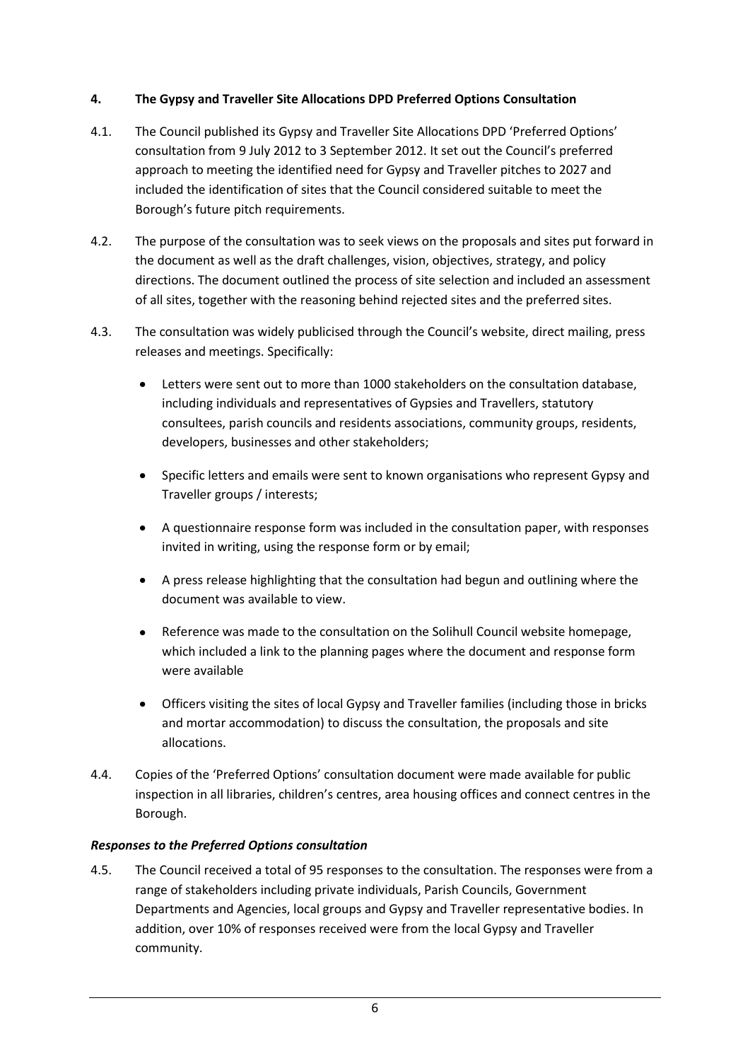## 4. The Gypsy and Traveller Site Allocations DPD Preferred Options Consultation

4.1. The Council published its Gypsy and Traveller Site Allocations DPD 'Preferred Options' consultation from 9 July 2012 to 3 September 2012. It set out the Council's preferred approach to meeting the identified need for Gypsy and Traveller pitches to 2027 and included the identification of sites that the Council considered suitable to meet the Borough's future pitch requirements.

4.2. The purpose of the consultation was to seek views on the proposals and sites put forward in the document as well as the draft challenges, vision, objectives, strategy, and policy directions. The document outlined the process of site selection and included an assessment of all sites, together with the reasoning behind rejected sites and the preferred sites.

4.3. The consultation was widely publicised through the Council's website, direct mailing, press releases and meetings. Specifically:

- Letters were sent out to more than 1000 stakeholders on the consultation database, including individuals and representatives of Gypsies and Travellers, statutory consultees, parish councils and residents associations, community groups, residents, developers, businesses and other stakeholders;
- Specific letters and emails were sent to known organisations who represent Gypsy and Traveller groups / interests;
- A questionnaire response form was included in the consultation paper, with responses invited in writing, using the response form or by email;
- A press release highlighting that the consultation had begun and outlining where the document was available to view.
- Reference was made to the consultation on the Solihull Council website homepage, which included a link to the planning pages where the document and response form were available
- Officers visiting the sites of local Gypsy and Traveller families (including those in bricks and mortar accommodation) to discuss the consultation, the proposals and site allocations.

4.4. Copies of the 'Preferred Options' consultation document were made available for public inspection in all libraries, children's centres, area housing offices and connect centres in the Borough.

### *Responses to the Preferred Options consultation*

4.5. The Council received a total of 95 responses to the consultation. The responses were from a range of stakeholders including private individuals, Parish Councils, Government Departments and Agencies, local groups and Gypsy and Traveller representative bodies. In addition, over 10% of responses received were from the local Gypsy and Traveller community.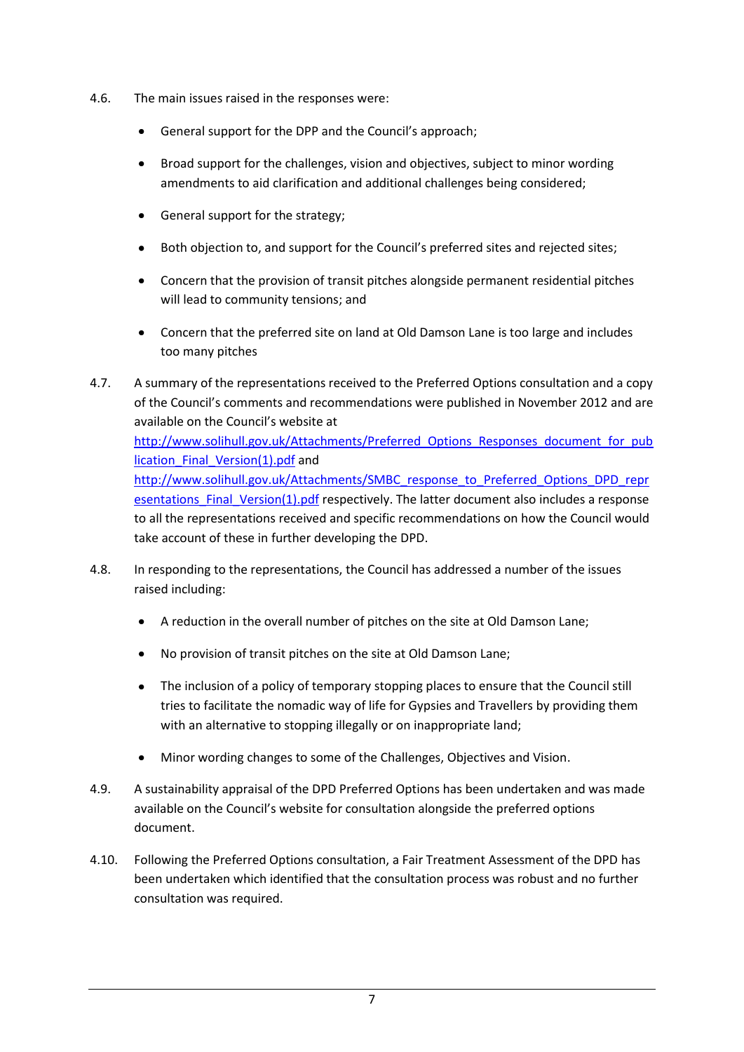4.6. The main issues raised in the responses were:

- General support for the DPP and the Council's approach;
- Broad support for the challenges, vision and objectives, subject to minor wording amendments to aid clarification and additional challenges being considered;
- General support for the strategy;
- Both objection to, and support for the Council's preferred sites and rejected sites;
- Concern that the provision of transit pitches alongside permanent residential pitches will lead to community tensions; and
- Concern that the preferred site on land at Old Damson Lane is too large and includes too many pitches

4.7. A summary of the representations received to the Preferred Options consultation and a copy of the Council's comments and recommendations were published in November 2012 and are available on the Council's website at [http://www.solihull.gov.uk/Attachments/Preferred_Options_Responses_document_for_publication_Final_Version(1).pdf](http://www.solihull.gov.uk/Attachments/Preferred_Options_Responses_document_for_publication_Final_Version(1).pdf) and [http://www.solihull.gov.uk/Attachments/SMBC_response_to_Preferred_Options_DPD_representations_Final_Version(1).pdf](http://www.solihull.gov.uk/Attachments/SMBC_response_to_Preferred_Options_DPD_representations_Final_Version(1).pdf) respectively. The latter document also includes a response to all the representations received and specific recommendations on how the Council would take account of these in further developing the DPD.

4.8. In responding to the representations, the Council has addressed a number of the issues raised including:

- A reduction in the overall number of pitches on the site at Old Damson Lane;
- No provision of transit pitches on the site at Old Damson Lane;
- The inclusion of a policy of temporary stopping places to ensure that the Council still tries to facilitate the nomadic way of life for Gypsies and Travellers by providing them with an alternative to stopping illegally or on inappropriate land;
- Minor wording changes to some of the Challenges, Objectives and Vision.

4.9. A sustainability appraisal of the DPD Preferred Options has been undertaken and was made available on the Council's website for consultation alongside the preferred options document.

4.10. Following the Preferred Options consultation, a Fair Treatment Assessment of the DPD has been undertaken which identified that the consultation process was robust and no further consultation was required.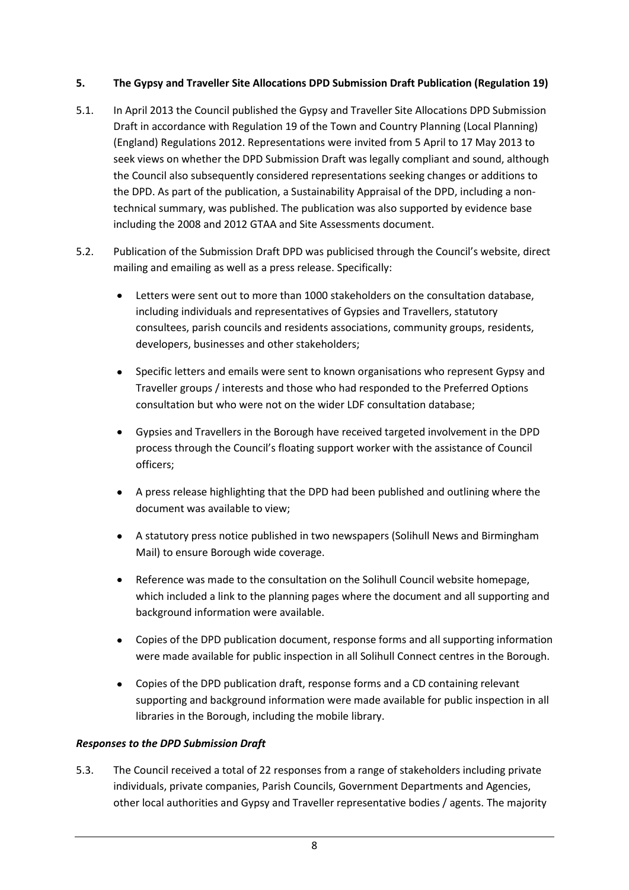## 5. The Gypsy and Traveller Site Allocations DPD Submission Draft Publication (Regulation 19)

5.1. In April 2013 the Council published the Gypsy and Traveller Site Allocations DPD Submission Draft in accordance with Regulation 19 of the Town and Country Planning (Local Planning) (England) Regulations 2012. Representations were invited from 5 April to 17 May 2013 to seek views on whether the DPD Submission Draft was legally compliant and sound, although the Council also subsequently considered representations seeking changes or additions to the DPD. As part of the publication, a Sustainability Appraisal of the DPD, including a non-technical summary, was published. The publication was also supported by evidence base including the 2008 and 2012 GTAA and Site Assessments document.

5.2. Publication of the Submission Draft DPD was publicised through the Council's website, direct mailing and emailing as well as a press release. Specifically:

- Letters were sent out to more than 1000 stakeholders on the consultation database, including individuals and representatives of Gypsies and Travellers, statutory consultees, parish councils and residents associations, community groups, residents, developers, businesses and other stakeholders;
- Specific letters and emails were sent to known organisations who represent Gypsy and Traveller groups / interests and those who had responded to the Preferred Options consultation but who were not on the wider LDF consultation database;
- Gypsies and Travellers in the Borough have received targeted involvement in the DPD process through the Council's floating support worker with the assistance of Council officers;
- A press release highlighting that the DPD had been published and outlining where the document was available to view;
- A statutory press notice published in two newspapers (Solihull News and Birmingham Mail) to ensure Borough wide coverage.
- Reference was made to the consultation on the Solihull Council website homepage, which included a link to the planning pages where the document and all supporting and background information were available.
- Copies of the DPD publication document, response forms and all supporting information were made available for public inspection in all Solihull Connect centres in the Borough.
- Copies of the DPD publication draft, response forms and a CD containing relevant supporting and background information were made available for public inspection in all libraries in the Borough, including the mobile library.

### *Responses to the DPD Submission Draft*

5.3. The Council received a total of 22 responses from a range of stakeholders including private individuals, private companies, Parish Councils, Government Departments and Agencies, other local authorities and Gypsy and Traveller representative bodies / agents. The majority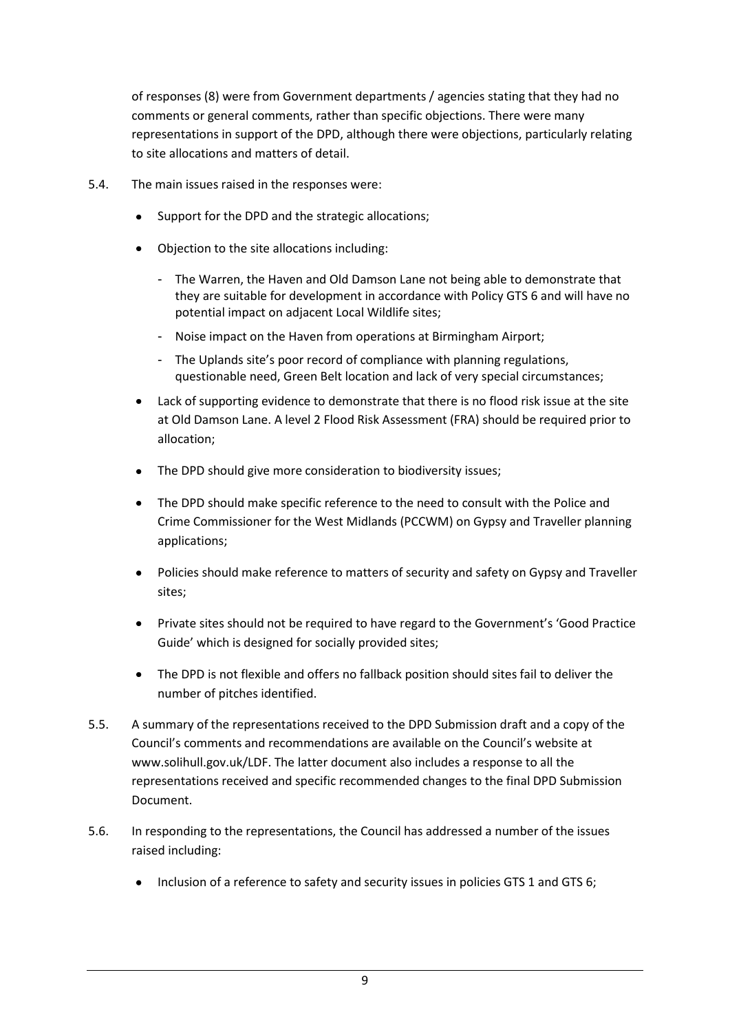of responses (8) were from Government departments / agencies stating that they had no comments or general comments, rather than specific objections. There were many representations in support of the DPD, although there were objections, particularly relating to site allocations and matters of detail.

5.4. The main issues raised in the responses were:

- Support for the DPD and the strategic allocations;
- Objection to the site allocations including:
  - The Warren, the Haven and Old Damson Lane not being able to demonstrate that they are suitable for development in accordance with Policy GTS 6 and will have no potential impact on adjacent Local Wildlife sites;
  - Noise impact on the Haven from operations at Birmingham Airport;
  - The Uplands site's poor record of compliance with planning regulations, questionable need, Green Belt location and lack of very special circumstances;
- Lack of supporting evidence to demonstrate that there is no flood risk issue at the site at Old Damson Lane. A level 2 Flood Risk Assessment (FRA) should be required prior to allocation;
- The DPD should give more consideration to biodiversity issues;
- The DPD should make specific reference to the need to consult with the Police and Crime Commissioner for the West Midlands (PCCWM) on Gypsy and Traveller planning applications;
- Policies should make reference to matters of security and safety on Gypsy and Traveller sites;
- Private sites should not be required to have regard to the Government's 'Good Practice Guide' which is designed for socially provided sites;
- The DPD is not flexible and offers no fallback position should sites fail to deliver the number of pitches identified.

5.5. A summary of the representations received to the DPD Submission draft and a copy of the Council's comments and recommendations are available on the Council's website at www.solihull.gov.uk/LDF. The latter document also includes a response to all the representations received and specific recommended changes to the final DPD Submission Document.

5.6. In responding to the representations, the Council has addressed a number of the issues raised including:

- Inclusion of a reference to safety and security issues in policies GTS 1 and GTS 6;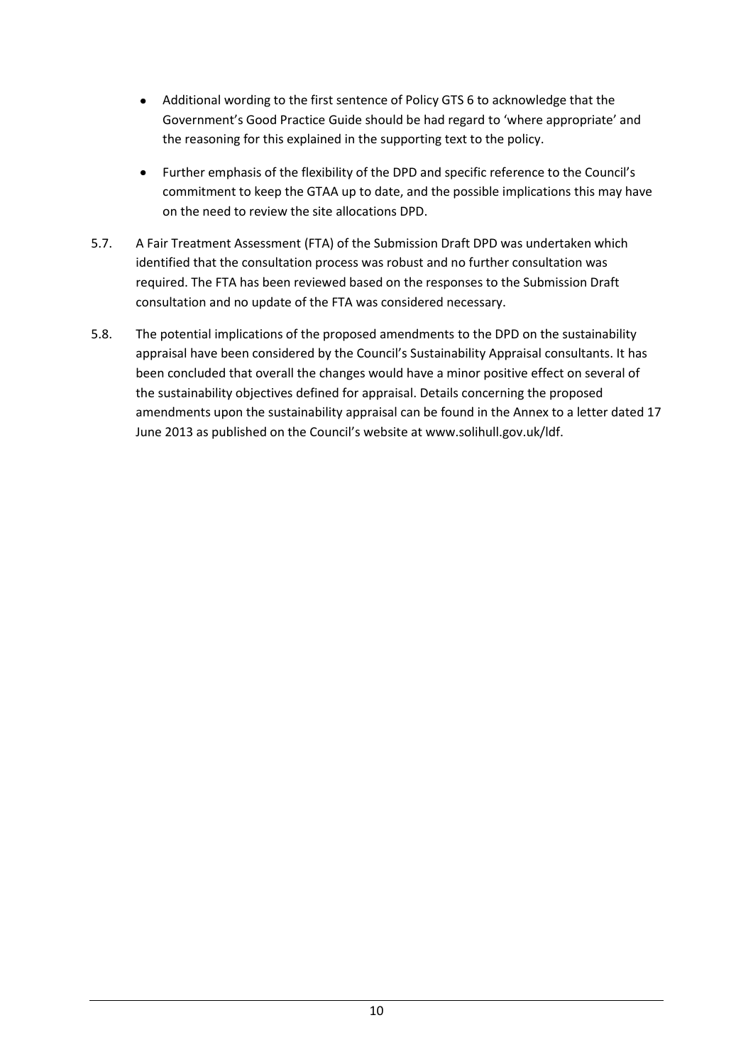- Additional wording to the first sentence of Policy GTS 6 to acknowledge that the Government's Good Practice Guide should be had regard to 'where appropriate' and the reasoning for this explained in the supporting text to the policy.
- Further emphasis of the flexibility of the DPD and specific reference to the Council's commitment to keep the GTAA up to date, and the possible implications this may have on the need to review the site allocations DPD.

5.7. A Fair Treatment Assessment (FTA) of the Submission Draft DPD was undertaken which identified that the consultation process was robust and no further consultation was required. The FTA has been reviewed based on the responses to the Submission Draft consultation and no update of the FTA was considered necessary.

5.8. The potential implications of the proposed amendments to the DPD on the sustainability appraisal have been considered by the Council's Sustainability Appraisal consultants. It has been concluded that overall the changes would have a minor positive effect on several of the sustainability objectives defined for appraisal. Details concerning the proposed amendments upon the sustainability appraisal can be found in the Annex to a letter dated 17 June 2013 as published on the Council's website at www.solihull.gov.uk/ldf.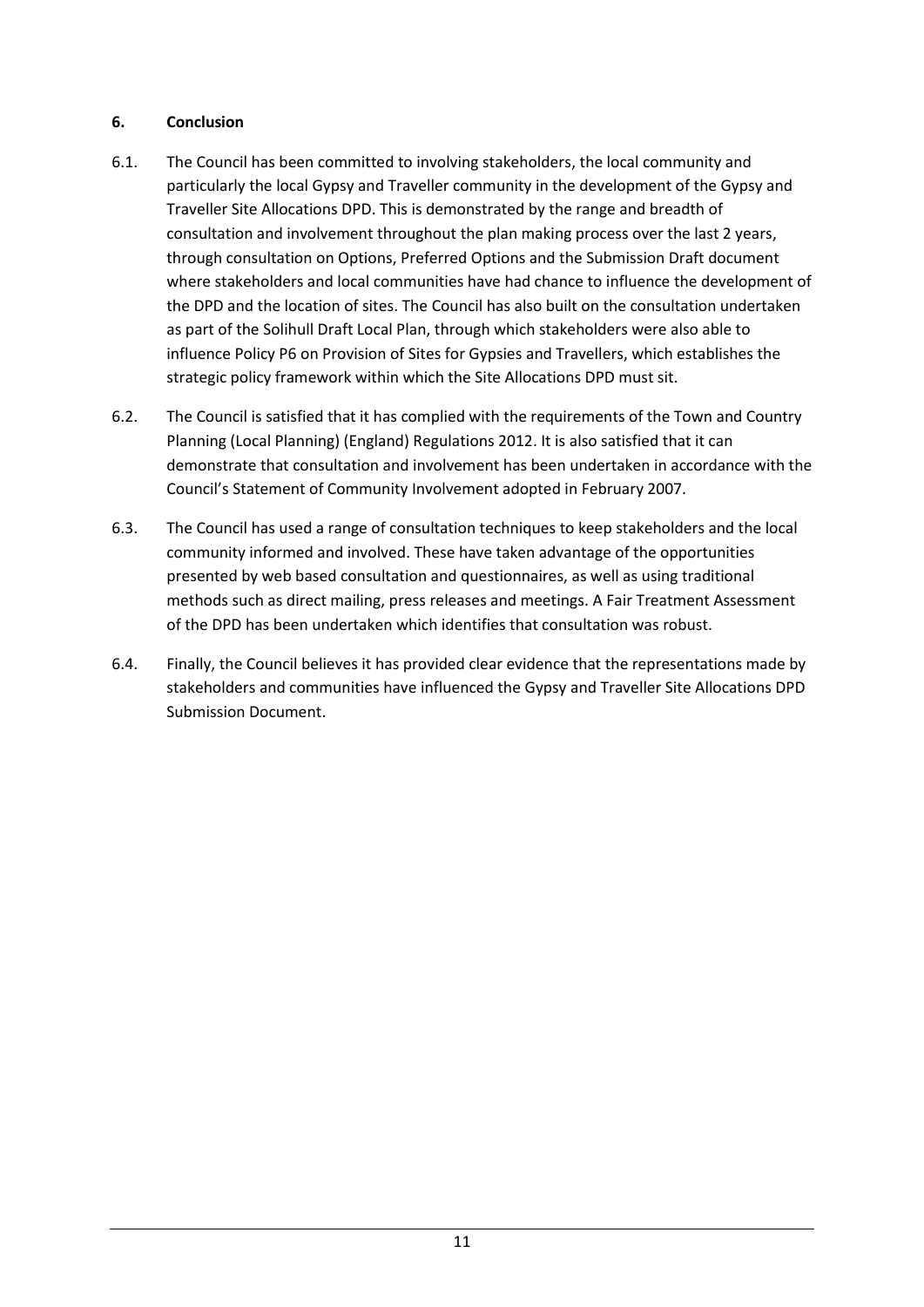## 6. Conclusion

6.1. The Council has been committed to involving stakeholders, the local community and particularly the local Gypsy and Traveller community in the development of the Gypsy and Traveller Site Allocations DPD. This is demonstrated by the range and breadth of consultation and involvement throughout the plan making process over the last 2 years, through consultation on Options, Preferred Options and the Submission Draft document where stakeholders and local communities have had chance to influence the development of the DPD and the location of sites. The Council has also built on the consultation undertaken as part of the Solihull Draft Local Plan, through which stakeholders were also able to influence Policy P6 on Provision of Sites for Gypsies and Travellers, which establishes the strategic policy framework within which the Site Allocations DPD must sit.

6.2. The Council is satisfied that it has complied with the requirements of the Town and Country Planning (Local Planning) (England) Regulations 2012. It is also satisfied that it can demonstrate that consultation and involvement has been undertaken in accordance with the Council's Statement of Community Involvement adopted in February 2007.

6.3. The Council has used a range of consultation techniques to keep stakeholders and the local community informed and involved. These have taken advantage of the opportunities presented by web based consultation and questionnaires, as well as using traditional methods such as direct mailing, press releases and meetings. A Fair Treatment Assessment of the DPD has been undertaken which identifies that consultation was robust.

6.4. Finally, the Council believes it has provided clear evidence that the representations made by stakeholders and communities have influenced the Gypsy and Traveller Site Allocations DPD Submission Document.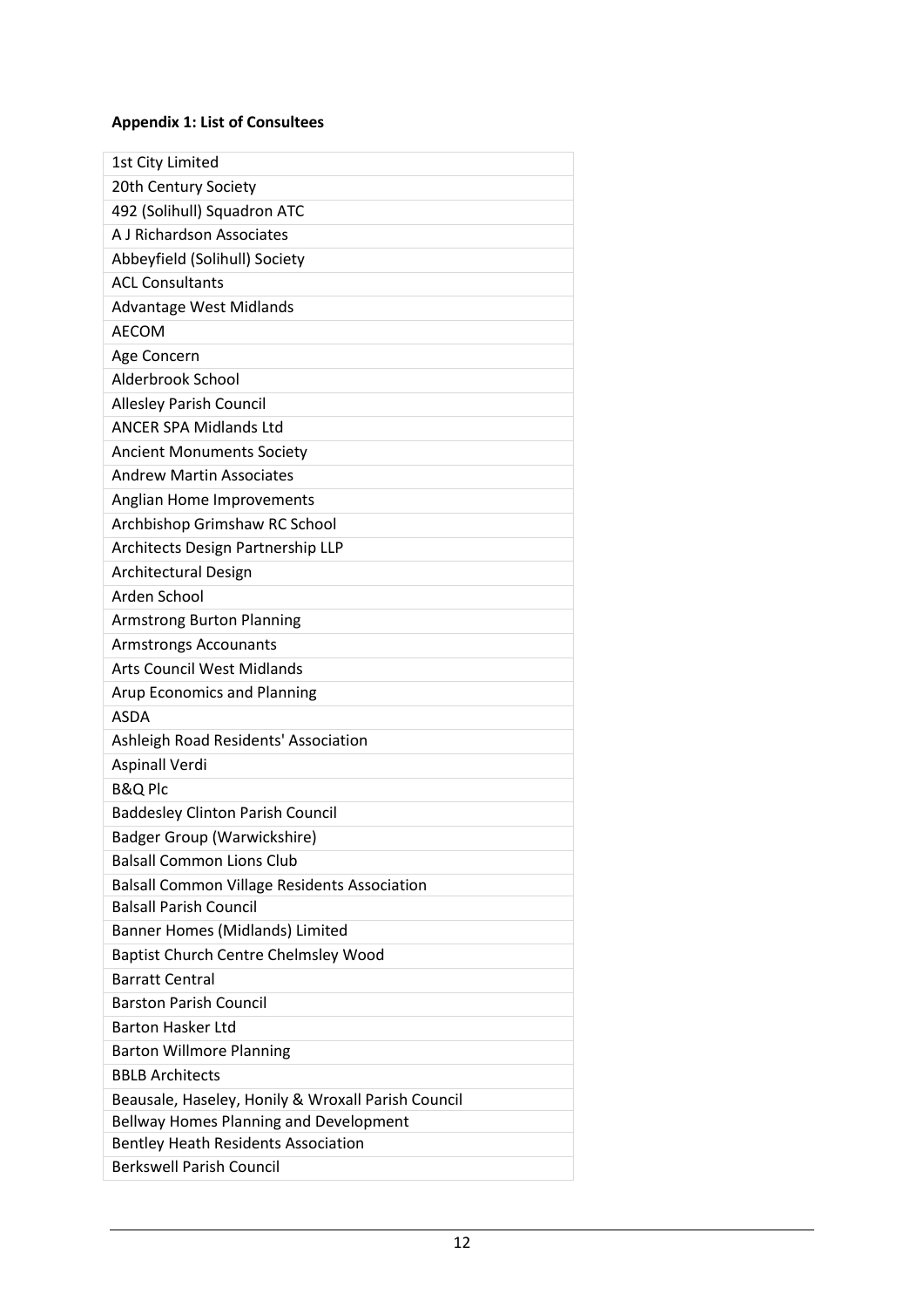**Appendix 1: List of Consultees**

| 1st City Limited |
|---|
| 20th Century Society |
| 492 (Solihull) Squadron ATC |
| A J Richardson Associates |
| Abbeyfield (Solihull) Society |
| ACL Consultants |
| Advantage West Midlands |
| AECOM |
| Age Concern |
| Alderbrook School |
| Allesley Parish Council |
| ANCER SPA Midlands Ltd |
| Ancient Monuments Society |
| Andrew Martin Associates |
| Anglian Home Improvements |
| Archbishop Grimshaw RC School |
| Architects Design Partnership LLP |
| Architectural Design |
| Arden School |
| Armstrong Burton Planning |
| Armstrongs Accounants |
| Arts Council West Midlands |
| Arup Economics and Planning |
| ASDA |
| Ashleigh Road Residents' Association |
| Aspinall Verdi |
| B&Q Plc |
| Baddesley Clinton Parish Council |
| Badger Group (Warwickshire) |
| Balsall Common Lions Club |
| Balsall Common Village Residents Association |
| Balsall Parish Council |
| Banner Homes (Midlands) Limited |
| Baptist Church Centre Chelmsley Wood |
| Barratt Central |
| Barston Parish Council |
| Barton Hasker Ltd |
| Barton Willmore Planning |
| BBLB Architects |
| Beausale, Haseley, Honily & Wroxall Parish Council |
| Bellway Homes Planning and Development |
| Bentley Heath Residents Association |
| Berkswell Parish Council |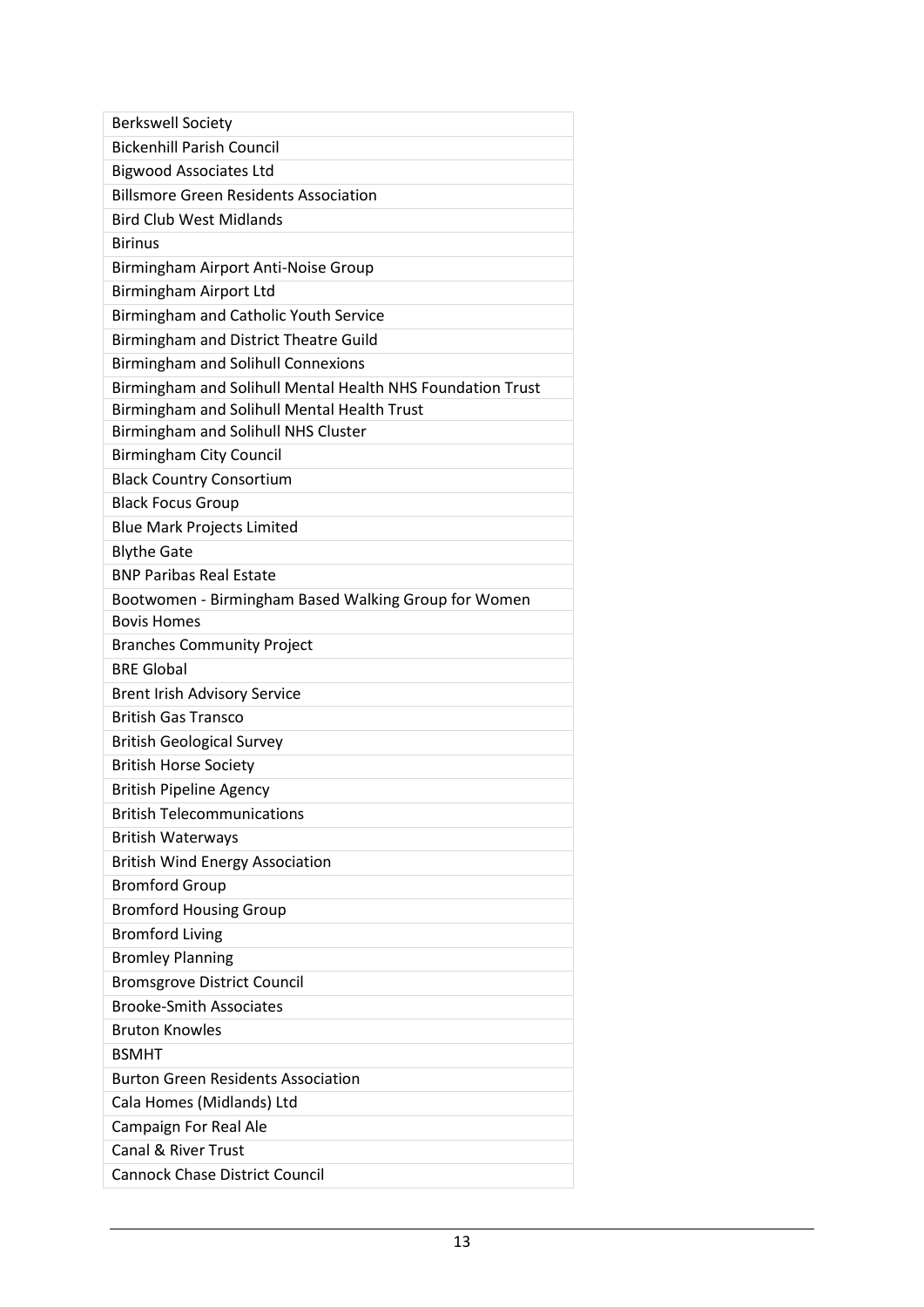| Berkswell Society |
|---|
| Bickenhill Parish Council |
| Bigwood Associates Ltd |
| Billsmore Green Residents Association |
| Bird Club West Midlands |
| Birinus |
| Birmingham Airport Anti-Noise Group |
| Birmingham Airport Ltd |
| Birmingham and Catholic Youth Service |
| Birmingham and District Theatre Guild |
| Birmingham and Solihull Connexions |
| Birmingham and Solihull Mental Health NHS Foundation Trust |
| Birmingham and Solihull Mental Health Trust |
| Birmingham and Solihull NHS Cluster |
| Birmingham City Council |
| Black Country Consortium |
| Black Focus Group |
| Blue Mark Projects Limited |
| Blythe Gate |
| BNP Paribas Real Estate |
| Bootwomen - Birmingham Based Walking Group for Women |
| Bovis Homes |
| Branches Community Project |
| BRE Global |
| Brent Irish Advisory Service |
| British Gas Transco |
| British Geological Survey |
| British Horse Society |
| British Pipeline Agency |
| British Telecommunications |
| British Waterways |
| British Wind Energy Association |
| Bromford Group |
| Bromford Housing Group |
| Bromford Living |
| Bromley Planning |
| Bromsgrove District Council |
| Brooke-Smith Associates |
| Bruton Knowles |
| BSMHT |
| Burton Green Residents Association |
| Cala Homes (Midlands) Ltd |
| Campaign For Real Ale |
| Canal & River Trust |
| Cannock Chase District Council |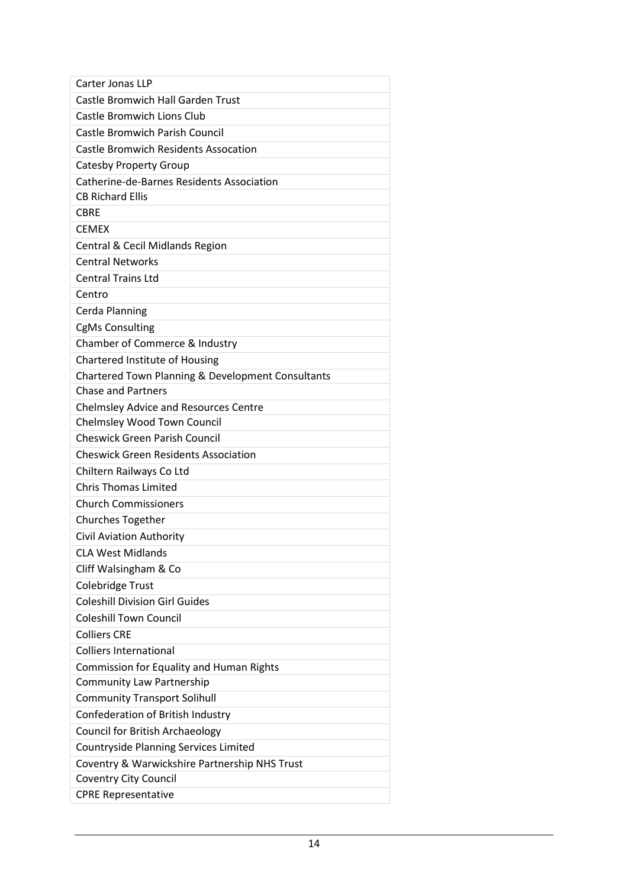| Carter Jonas LLP |
| --- |
| Castle Bromwich Hall Garden Trust |
| Castle Bromwich Lions Club |
| Castle Bromwich Parish Council |
| Castle Bromwich Residents Assocation |
| Catesby Property Group |
| Catherine-de-Barnes Residents Association |
| CB Richard Ellis |
| CBRE |
| CEMEX |
| Central & Cecil Midlands Region |
| Central Networks |
| Central Trains Ltd |
| Centro |
| Cerda Planning |
| CgMs Consulting |
| Chamber of Commerce & Industry |
| Chartered Institute of Housing |
| Chartered Town Planning & Development Consultants |
| Chase and Partners |
| Chelmsley Advice and Resources Centre |
| Chelmsley Wood Town Council |
| Cheswick Green Parish Council |
| Cheswick Green Residents Association |
| Chiltern Railways Co Ltd |
| Chris Thomas Limited |
| Church Commissioners |
| Churches Together |
| Civil Aviation Authority |
| CLA West Midlands |
| Cliff Walsingham & Co |
| Colebridge Trust |
| Coleshill Division Girl Guides |
| Coleshill Town Council |
| Colliers CRE |
| Colliers International |
| Commission for Equality and Human Rights |
| Community Law Partnership |
| Community Transport Solihull |
| Confederation of British Industry |
| Council for British Archaeology |
| Countryside Planning Services Limited |
| Coventry & Warwickshire Partnership NHS Trust |
| Coventry City Council |
| CPRE Representative |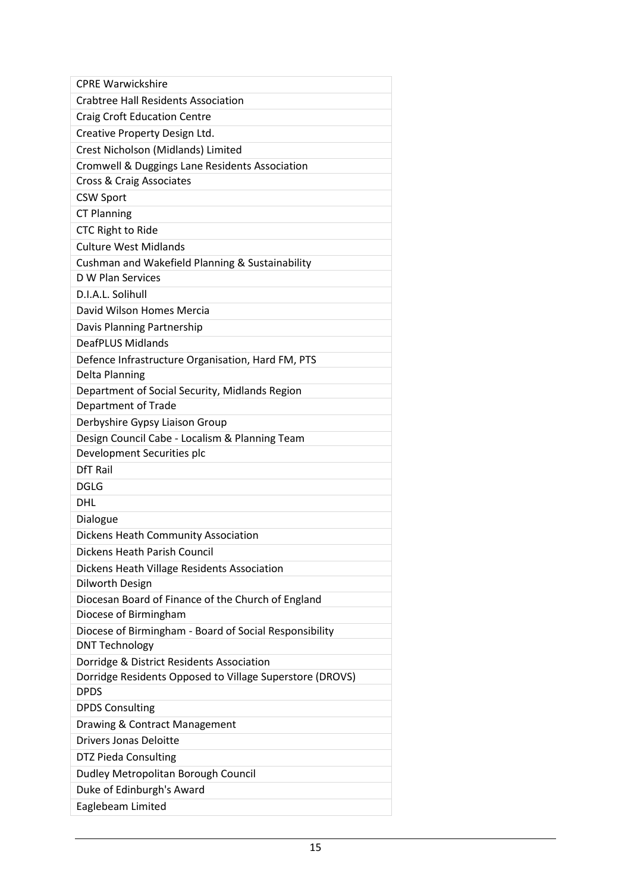| CPRE Warwickshire |
|---|
| Crabtree Hall Residents Association |
| Craig Croft Education Centre |
| Creative Property Design Ltd. |
| Crest Nicholson (Midlands) Limited |
| Cromwell & Duggings Lane Residents Association |
| Cross & Craig Associates |
| CSW Sport |
| CT Planning |
| CTC Right to Ride |
| Culture West Midlands |
| Cushman and Wakefield Planning & Sustainability |
| D W Plan Services |
| D.I.A.L. Solihull |
| David Wilson Homes Mercia |
| Davis Planning Partnership |
| DeafPLUS Midlands |
| Defence Infrastructure Organisation, Hard FM, PTS |
| Delta Planning |
| Department of Social Security, Midlands Region |
| Department of Trade |
| Derbyshire Gypsy Liaison Group |
| Design Council Cabe - Localism & Planning Team |
| Development Securities plc |
| DfT Rail |
| DGLG |
| DHL |
| Dialogue |
| Dickens Heath Community Association |
| Dickens Heath Parish Council |
| Dickens Heath Village Residents Association |
| Dilworth Design |
| Diocesan Board of Finance of the Church of England |
| Diocese of Birmingham |
| Diocese of Birmingham - Board of Social Responsibility |
| DNT Technology |
| Dorridge & District Residents Association |
| Dorridge Residents Opposed to Village Superstore (DROVS) |
| DPDS |
| DPDS Consulting |
| Drawing & Contract Management |
| Drivers Jonas Deloitte |
| DTZ Pieda Consulting |
| Dudley Metropolitan Borough Council |
| Duke of Edinburgh's Award |
| Eaglebeam Limited |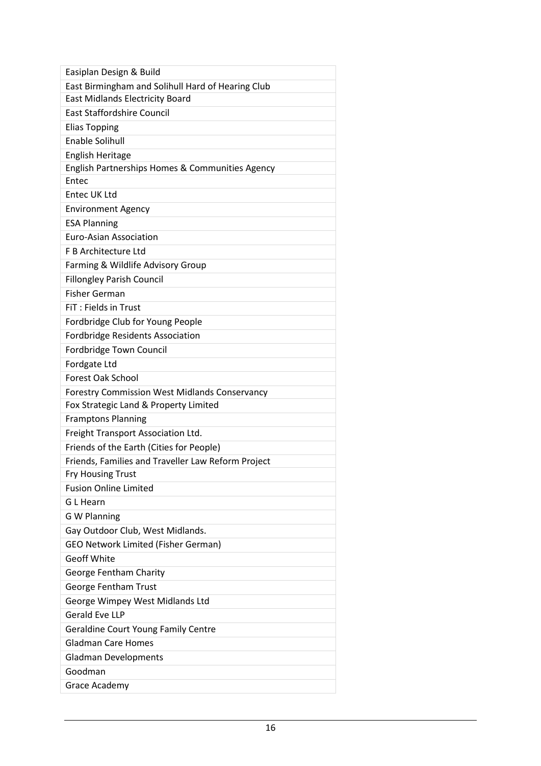| Easiplan Design & Build |
|---|
| East Birmingham and Solihull Hard of Hearing Club |
| East Midlands Electricity Board |
| East Staffordshire Council |
| Elias Topping |
| Enable Solihull |
| English Heritage |
| English Partnerships Homes & Communities Agency |
| Entec |
| Entec UK Ltd |
| Environment Agency |
| ESA Planning |
| Euro-Asian Association |
| F B Architecture Ltd |
| Farming & Wildlife Advisory Group |
| Fillongley Parish Council |
| Fisher German |
| FiT : Fields in Trust |
| Fordbridge Club for Young People |
| Fordbridge Residents Association |
| Fordbridge Town Council |
| Fordgate Ltd |
| Forest Oak School |
| Forestry Commission West Midlands Conservancy |
| Fox Strategic Land & Property Limited |
| Framptons Planning |
| Freight Transport Association Ltd. |
| Friends of the Earth (Cities for People) |
| Friends, Families and Traveller Law Reform Project |
| Fry Housing Trust |
| Fusion Online Limited |
| G L Hearn |
| G W Planning |
| Gay Outdoor Club, West Midlands. |
| GEO Network Limited (Fisher German) |
| Geoff White |
| George Fentham Charity |
| George Fentham Trust |
| George Wimpey West Midlands Ltd |
| Gerald Eve LLP |
| Geraldine Court Young Family Centre |
| Gladman Care Homes |
| Gladman Developments |
| Goodman |
| Grace Academy |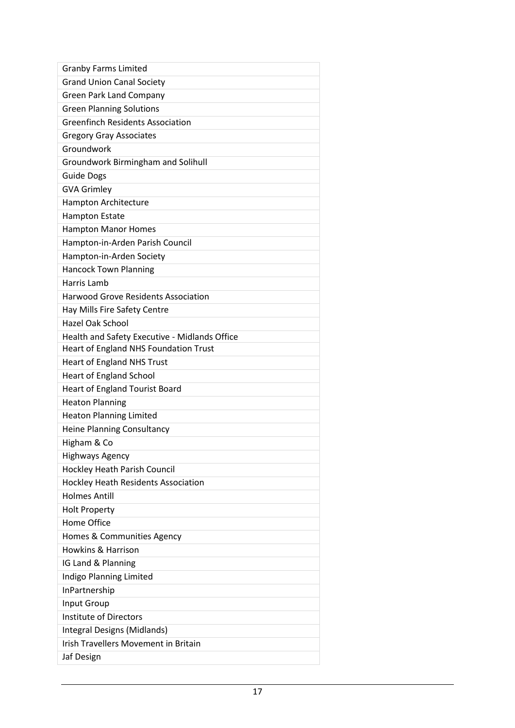| |
|---|
| Granby Farms Limited |
| Grand Union Canal Society |
| Green Park Land Company |
| Green Planning Solutions |
| Greenfinch Residents Association |
| Gregory Gray Associates |
| Groundwork |
| Groundwork Birmingham and Solihull |
| Guide Dogs |
| GVA Grimley |
| Hampton Architecture |
| Hampton Estate |
| Hampton Manor Homes |
| Hampton-in-Arden Parish Council |
| Hampton-in-Arden Society |
| Hancock Town Planning |
| Harris Lamb |
| Harwood Grove Residents Association |
| Hay Mills Fire Safety Centre |
| Hazel Oak School |
| Health and Safety Executive - Midlands Office |
| Heart of England NHS Foundation Trust |
| Heart of England NHS Trust |
| Heart of England School |
| Heart of England Tourist Board |
| Heaton Planning |
| Heaton Planning Limited |
| Heine Planning Consultancy |
| Higham & Co |
| Highways Agency |
| Hockley Heath Parish Council |
| Hockley Heath Residents Association |
| Holmes Antill |
| Holt Property |
| Home Office |
| Homes & Communities Agency |
| Howkins & Harrison |
| IG Land & Planning |
| Indigo Planning Limited |
| InPartnership |
| Input Group |
| Institute of Directors |
| Integral Designs (Midlands) |
| Irish Travellers Movement in Britain |
| Jaf Design |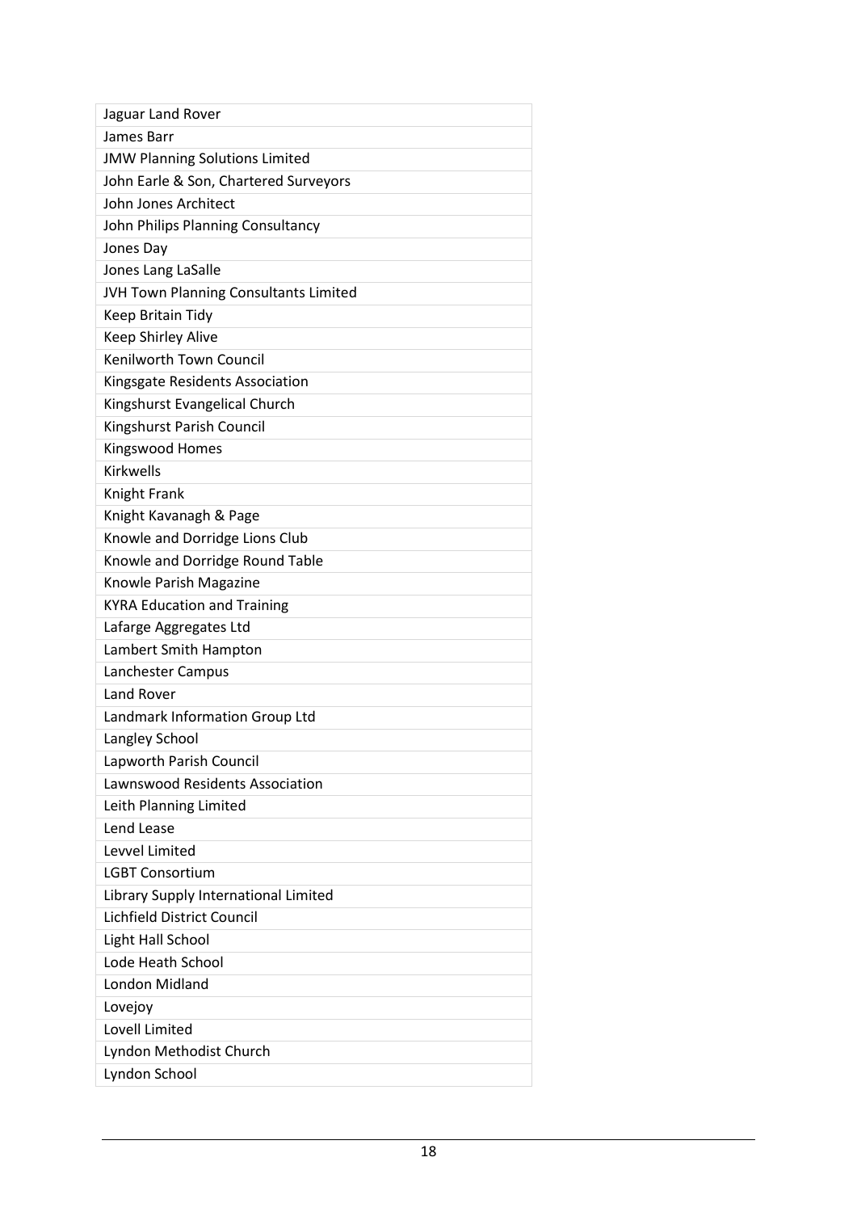| Jaguar Land Rover |
| --- |
| James Barr |
| JMW Planning Solutions Limited |
| John Earle & Son, Chartered Surveyors |
| John Jones Architect |
| John Philips Planning Consultancy |
| Jones Day |
| Jones Lang LaSalle |
| JVH Town Planning Consultants Limited |
| Keep Britain Tidy |
| Keep Shirley Alive |
| Kenilworth Town Council |
| Kingsgate Residents Association |
| Kingshurst Evangelical Church |
| Kingshurst Parish Council |
| Kingswood Homes |
| Kirkwells |
| Knight Frank |
| Knight Kavanagh & Page |
| Knowle and Dorridge Lions Club |
| Knowle and Dorridge Round Table |
| Knowle Parish Magazine |
| KYRA Education and Training |
| Lafarge Aggregates Ltd |
| Lambert Smith Hampton |
| Lanchester Campus |
| Land Rover |
| Landmark Information Group Ltd |
| Langley School |
| Lapworth Parish Council |
| Lawnswood Residents Association |
| Leith Planning Limited |
| Lend Lease |
| Levvel Limited |
| LGBT Consortium |
| Library Supply International Limited |
| Lichfield District Council |
| Light Hall School |
| Lode Heath School |
| London Midland |
| Lovejoy |
| Lovell Limited |
| Lyndon Methodist Church |
| Lyndon School |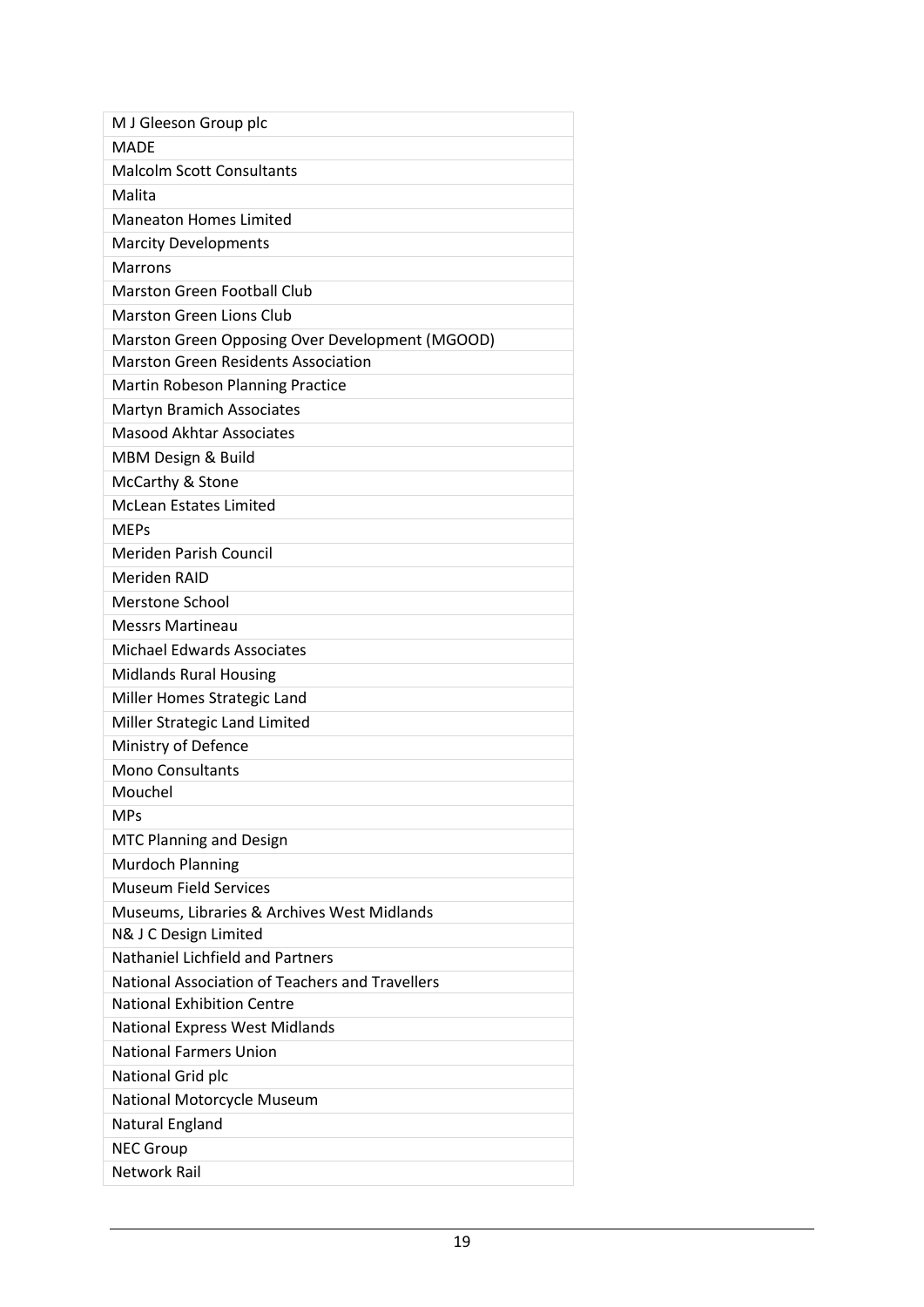| M J Gleeson Group plc |
|---|
| MADE |
| Malcolm Scott Consultants |
| Malita |
| Maneaton Homes Limited |
| Marcity Developments |
| Marrons |
| Marston Green Football Club |
| Marston Green Lions Club |
| Marston Green Opposing Over Development (MGOOD) |
| Marston Green Residents Association |
| Martin Robeson Planning Practice |
| Martyn Bramich Associates |
| Masood Akhtar Associates |
| MBM Design & Build |
| McCarthy & Stone |
| McLean Estates Limited |
| MEPs |
| Meriden Parish Council |
| Meriden RAID |
| Merstone School |
| Messrs Martineau |
| Michael Edwards Associates |
| Midlands Rural Housing |
| Miller Homes Strategic Land |
| Miller Strategic Land Limited |
| Ministry of Defence |
| Mono Consultants |
| Mouchel |
| MPs |
| MTC Planning and Design |
| Murdoch Planning |
| Museum Field Services |
| Museums, Libraries & Archives West Midlands |
| N& J C Design Limited |
| Nathaniel Lichfield and Partners |
| National Association of Teachers and Travellers |
| National Exhibition Centre |
| National Express West Midlands |
| National Farmers Union |
| National Grid plc |
| National Motorcycle Museum |
| Natural England |
| NEC Group |
| Network Rail |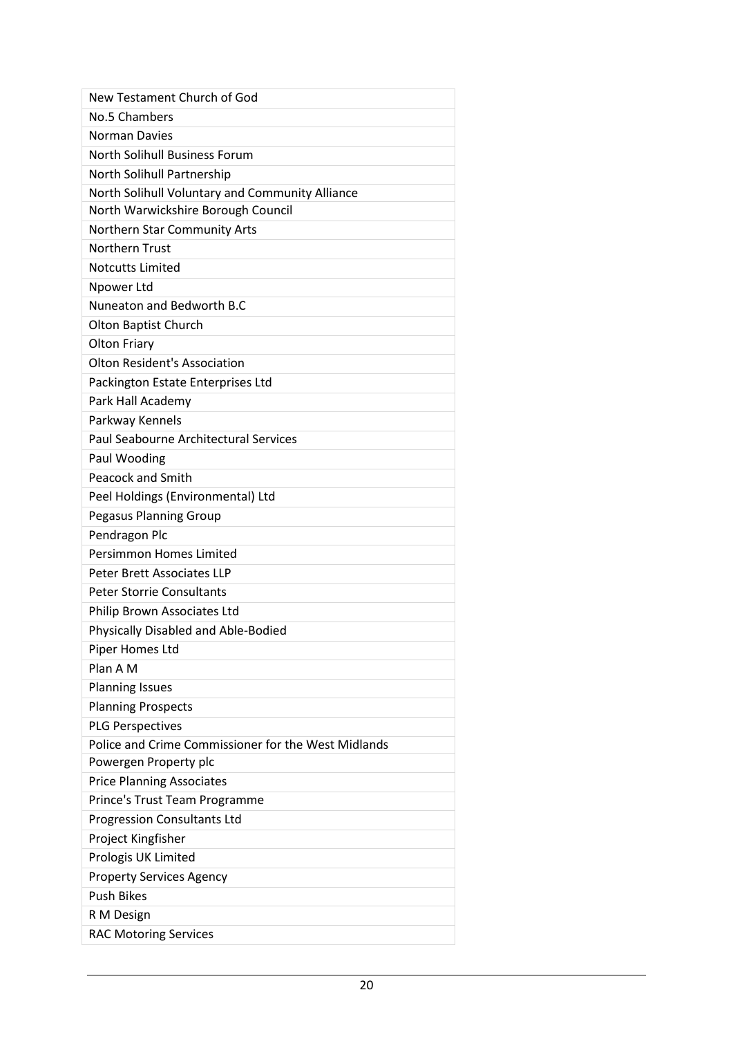| New Testament Church of God |
|---|
| No.5 Chambers |
| Norman Davies |
| North Solihull Business Forum |
| North Solihull Partnership |
| North Solihull Voluntary and Community Alliance |
| North Warwickshire Borough Council |
| Northern Star Community Arts |
| Northern Trust |
| Notcutts Limited |
| Npower Ltd |
| Nuneaton and Bedworth B.C |
| Olton Baptist Church |
| Olton Friary |
| Olton Resident's Association |
| Packington Estate Enterprises Ltd |
| Park Hall Academy |
| Parkway Kennels |
| Paul Seabourne Architectural Services |
| Paul Wooding |
| Peacock and Smith |
| Peel Holdings (Environmental) Ltd |
| Pegasus Planning Group |
| Pendragon Plc |
| Persimmon Homes Limited |
| Peter Brett Associates LLP |
| Peter Storrie Consultants |
| Philip Brown Associates Ltd |
| Physically Disabled and Able-Bodied |
| Piper Homes Ltd |
| Plan A M |
| Planning Issues |
| Planning Prospects |
| PLG Perspectives |
| Police and Crime Commissioner for the West Midlands |
| Powergen Property plc |
| Price Planning Associates |
| Prince's Trust Team Programme |
| Progression Consultants Ltd |
| Project Kingfisher |
| Prologis UK Limited |
| Property Services Agency |
| Push Bikes |
| R M Design |
| RAC Motoring Services |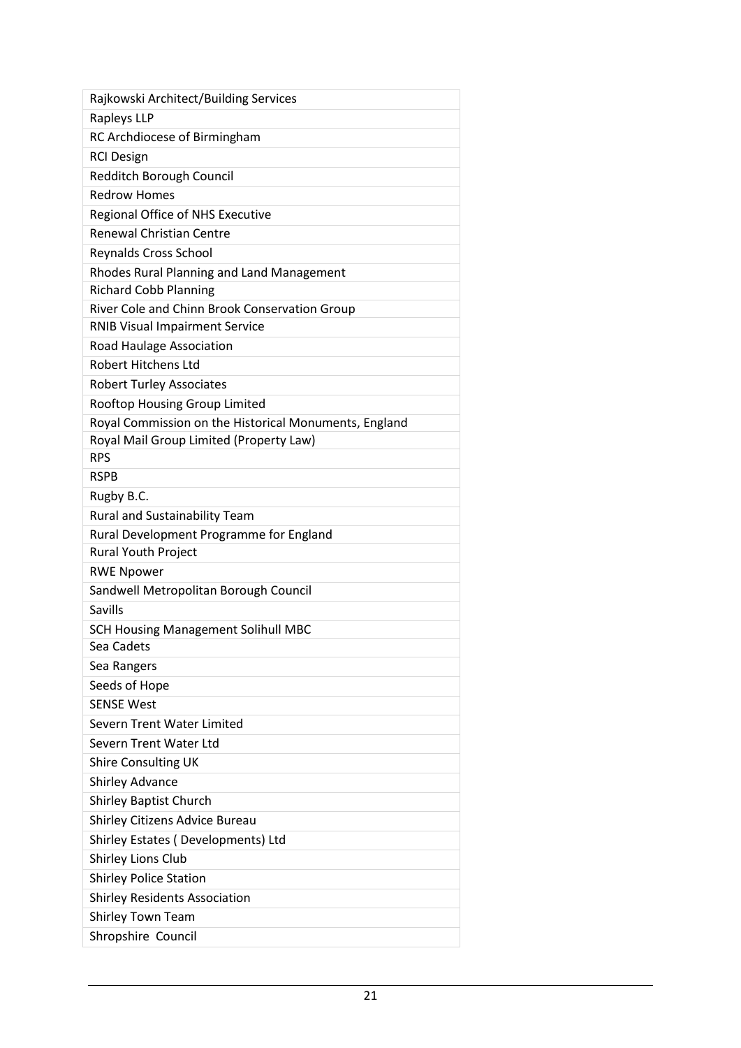| Rajkowski Architect/Building Services |
| --- |
| Rapleys LLP |
| RC Archdiocese of Birmingham |
| RCI Design |
| Redditch Borough Council |
| Redrow Homes |
| Regional Office of NHS Executive |
| Renewal Christian Centre |
| Reynalds Cross School |
| Rhodes Rural Planning and Land Management |
| Richard Cobb Planning |
| River Cole and Chinn Brook Conservation Group |
| RNIB Visual Impairment Service |
| Road Haulage Association |
| Robert Hitchens Ltd |
| Robert Turley Associates |
| Rooftop Housing Group Limited |
| Royal Commission on the Historical Monuments, England |
| Royal Mail Group Limited (Property Law) |
| RPS |
| RSPB |
| Rugby B.C. |
| Rural and Sustainability Team |
| Rural Development Programme for England |
| Rural Youth Project |
| RWE Npower |
| Sandwell Metropolitan Borough Council |
| Savills |
| SCH Housing Management Solihull MBC |
| Sea Cadets |
| Sea Rangers |
| Seeds of Hope |
| SENSE West |
| Severn Trent Water Limited |
| Severn Trent Water Ltd |
| Shire Consulting UK |
| Shirley Advance |
| Shirley Baptist Church |
| Shirley Citizens Advice Bureau |
| Shirley Estates ( Developments) Ltd |
| Shirley Lions Club |
| Shirley Police Station |
| Shirley Residents Association |
| Shirley Town Team |
| Shropshire Council |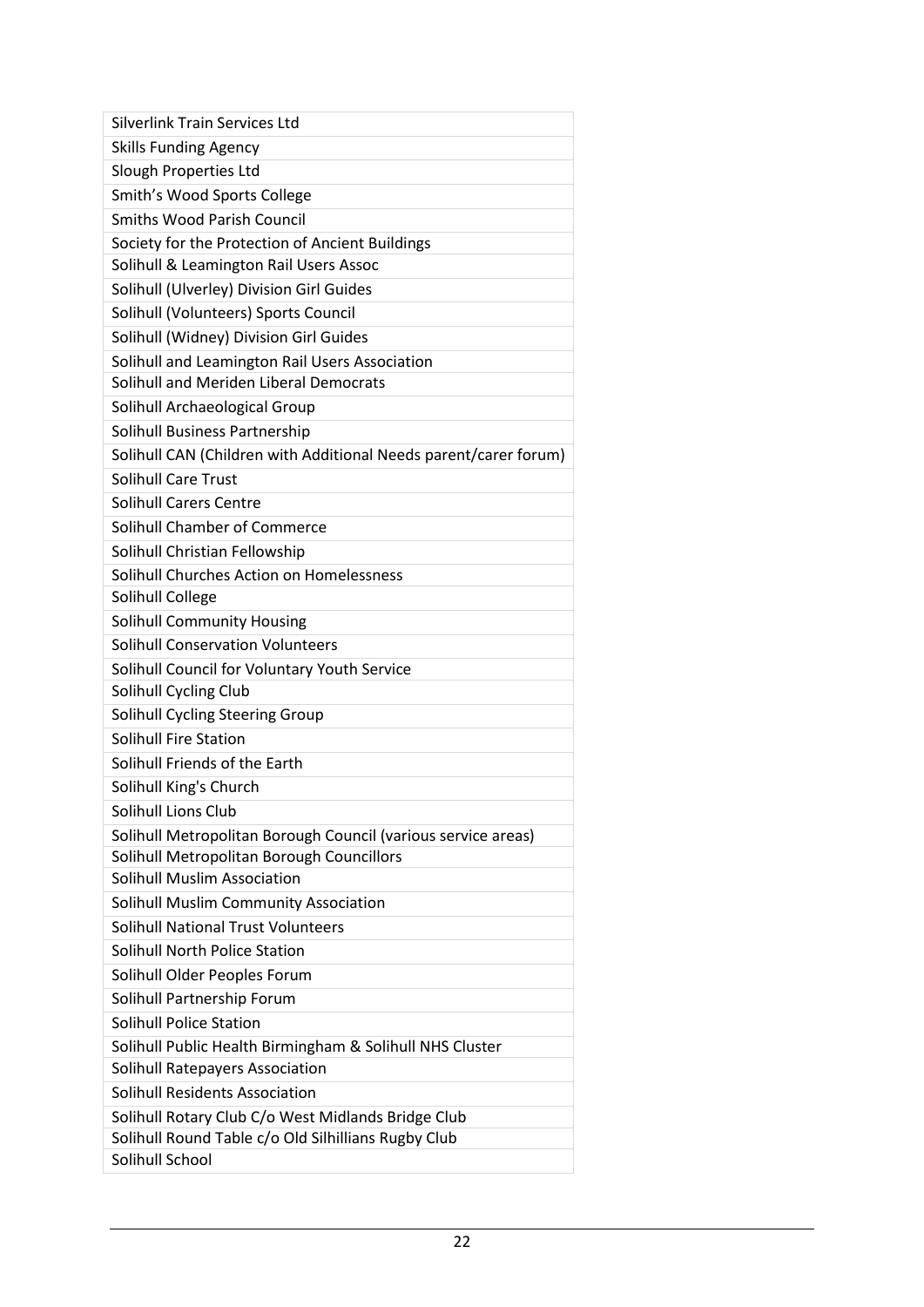| Silverlink Train Services Ltd |
|---|
| Skills Funding Agency |
| Slough Properties Ltd |
| Smith's Wood Sports College |
| Smiths Wood Parish Council |
| Society for the Protection of Ancient Buildings |
| Solihull & Leamington Rail Users Assoc |
| Solihull (Ulverley) Division Girl Guides |
| Solihull (Volunteers) Sports Council |
| Solihull (Widney) Division Girl Guides |
| Solihull and Leamington Rail Users Association |
| Solihull and Meriden Liberal Democrats |
| Solihull Archaeological Group |
| Solihull Business Partnership |
| Solihull CAN (Children with Additional Needs parent/carer forum) |
| Solihull Care Trust |
| Solihull Carers Centre |
| Solihull Chamber of Commerce |
| Solihull Christian Fellowship |
| Solihull Churches Action on Homelessness |
| Solihull College |
| Solihull Community Housing |
| Solihull Conservation Volunteers |
| Solihull Council for Voluntary Youth Service |
| Solihull Cycling Club |
| Solihull Cycling Steering Group |
| Solihull Fire Station |
| Solihull Friends of the Earth |
| Solihull King's Church |
| Solihull Lions Club |
| Solihull Metropolitan Borough Council (various service areas) |
| Solihull Metropolitan Borough Councillors |
| Solihull Muslim Association |
| Solihull Muslim Community Association |
| Solihull National Trust Volunteers |
| Solihull North Police Station |
| Solihull Older Peoples Forum |
| Solihull Partnership Forum |
| Solihull Police Station |
| Solihull Public Health Birmingham & Solihull NHS Cluster |
| Solihull Ratepayers Association |
| Solihull Residents Association |
| Solihull Rotary Club C/o West Midlands Bridge Club |
| Solihull Round Table c/o Old Silhillians Rugby Club |
| Solihull School |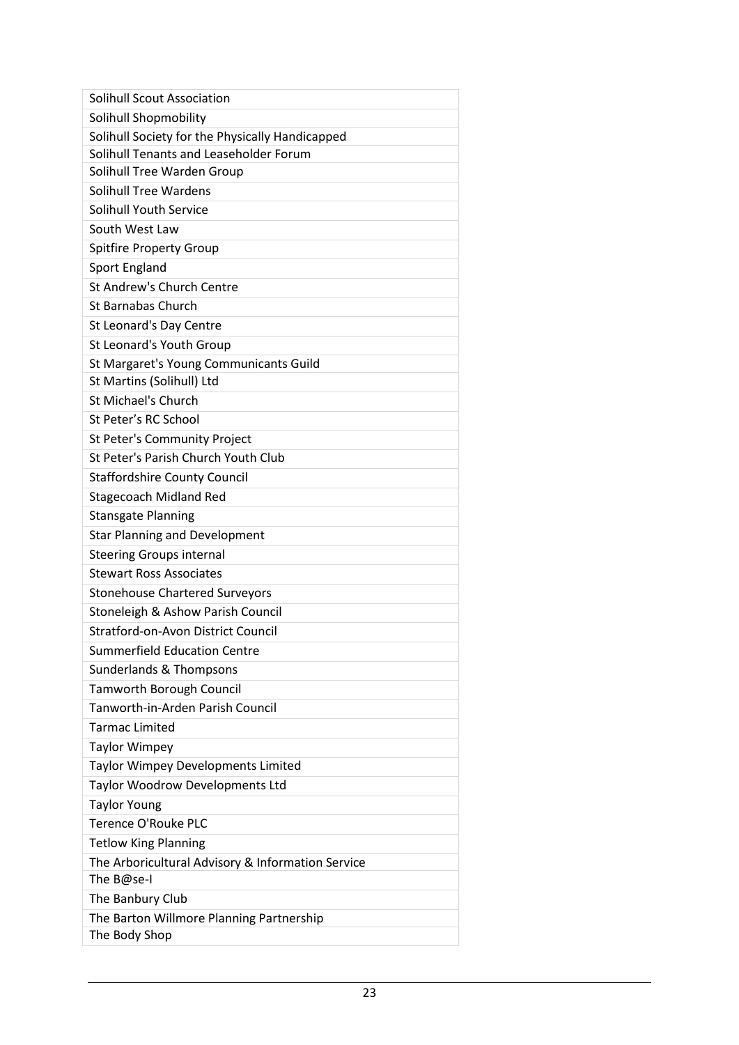| Solihull Scout Association |
|---|
| Solihull Shopmobility |
| Solihull Society for the Physically Handicapped |
| Solihull Tenants and Leaseholder Forum |
| Solihull Tree Warden Group |
| Solihull Tree Wardens |
| Solihull Youth Service |
| South West Law |
| Spitfire Property Group |
| Sport England |
| St Andrew's Church Centre |
| St Barnabas Church |
| St Leonard's Day Centre |
| St Leonard's Youth Group |
| St Margaret's Young Communicants Guild |
| St Martins (Solihull) Ltd |
| St Michael's Church |
| St Peter's RC School |
| St Peter's Community Project |
| St Peter's Parish Church Youth Club |
| Staffordshire County Council |
| Stagecoach Midland Red |
| Stansgate Planning |
| Star Planning and Development |
| Steering Groups internal |
| Stewart Ross Associates |
| Stonehouse Chartered Surveyors |
| Stoneleigh & Ashow Parish Council |
| Stratford-on-Avon District Council |
| Summerfield Education Centre |
| Sunderlands & Thompsons |
| Tamworth Borough Council |
| Tanworth-in-Arden Parish Council |
| Tarmac Limited |
| Taylor Wimpey |
| Taylor Wimpey Developments Limited |
| Taylor Woodrow Developments Ltd |
| Taylor Young |
| Terence O'Rouke PLC |
| Tetlow King Planning |
| The Arboricultural Advisory & Information Service |
| The B@se-I |
| The Banbury Club |
| The Barton Willmore Planning Partnership |
| The Body Shop |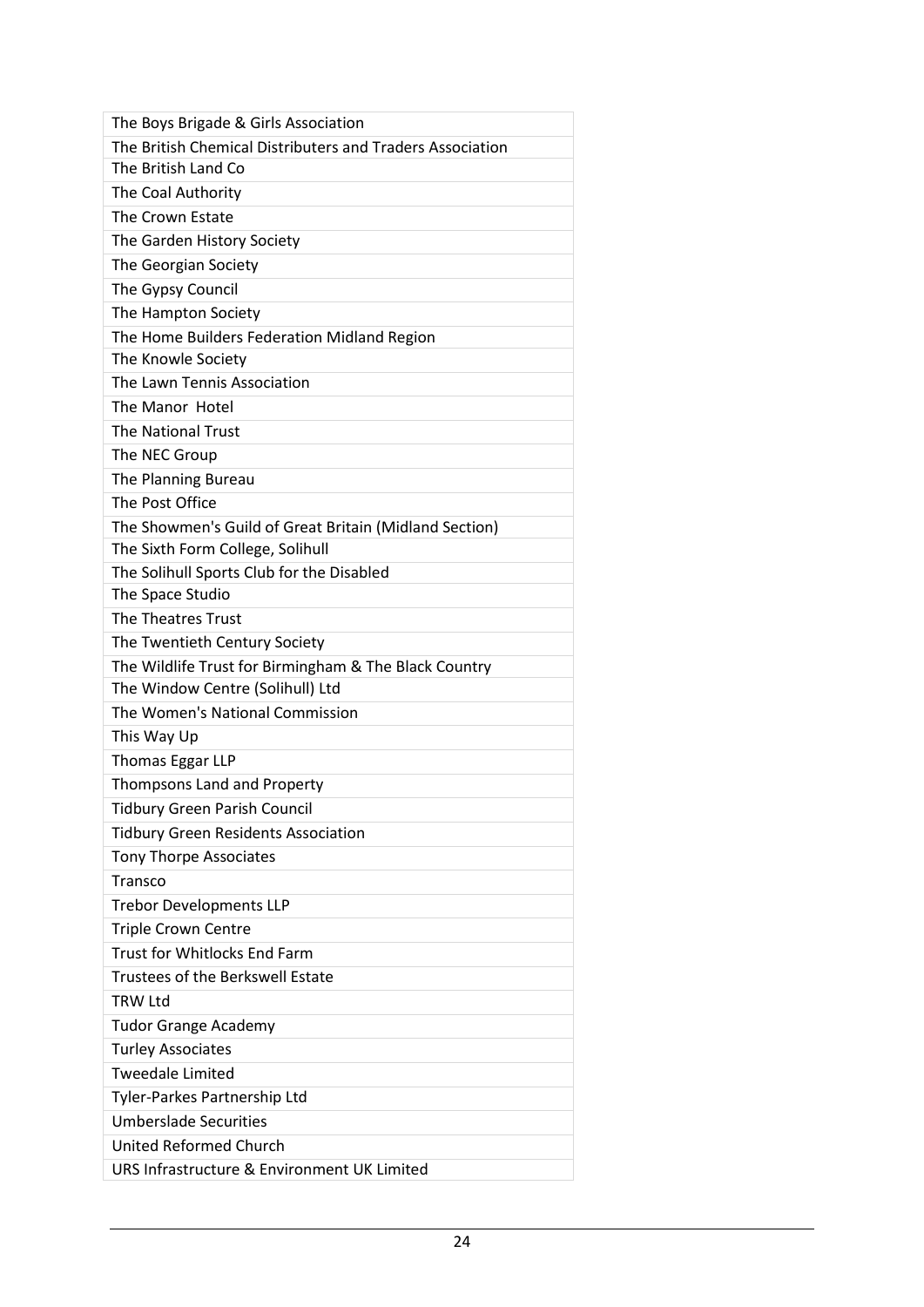| The Boys Brigade & Girls Association |
| --- |
| The British Chemical Distributers and Traders Association |
| The British Land Co |
| The Coal Authority |
| The Crown Estate |
| The Garden History Society |
| The Georgian Society |
| The Gypsy Council |
| The Hampton Society |
| The Home Builders Federation Midland Region |
| The Knowle Society |
| The Lawn Tennis Association |
| The Manor  Hotel |
| The National Trust |
| The NEC Group |
| The Planning Bureau |
| The Post Office |
| The Showmen's Guild of Great Britain (Midland Section) |
| The Sixth Form College, Solihull |
| The Solihull Sports Club for the Disabled |
| The Space Studio |
| The Theatres Trust |
| The Twentieth Century Society |
| The Wildlife Trust for Birmingham & The Black Country |
| The Window Centre (Solihull) Ltd |
| The Women's National Commission |
| This Way Up |
| Thomas Eggar LLP |
| Thompsons Land and Property |
| Tidbury Green Parish Council |
| Tidbury Green Residents Association |
| Tony Thorpe Associates |
| Transco |
| Trebor Developments LLP |
| Triple Crown Centre |
| Trust for Whitlocks End Farm |
| Trustees of the Berkswell Estate |
| TRW Ltd |
| Tudor Grange Academy |
| Turley Associates |
| Tweedale Limited |
| Tyler-Parkes Partnership Ltd |
| Umberslade Securities |
| United Reformed Church |
| URS Infrastructure & Environment UK Limited |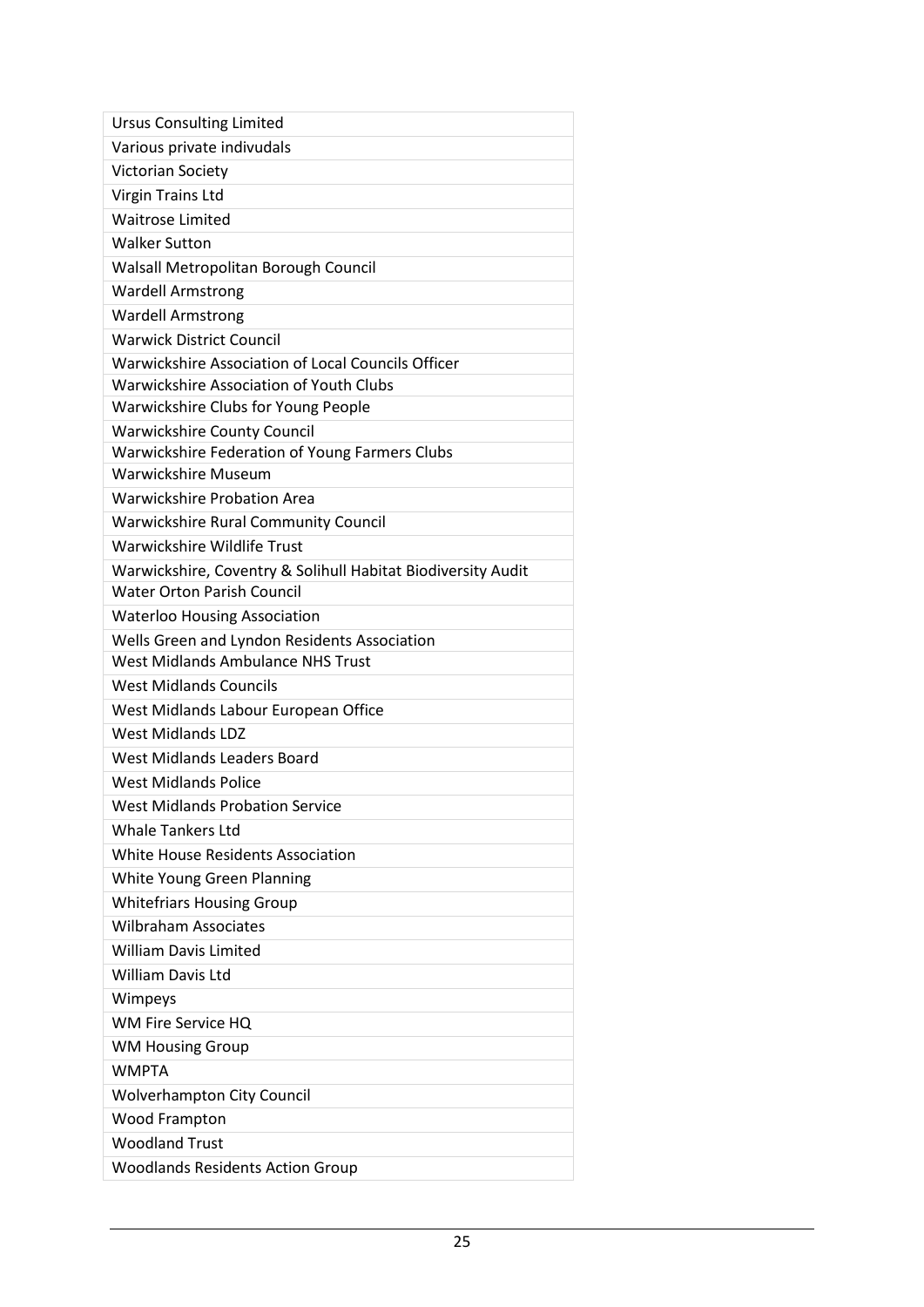| Ursus Consulting Limited |
|---|
| Various private indivudals |
| Victorian Society |
| Virgin Trains Ltd |
| Waitrose Limited |
| Walker Sutton |
| Walsall Metropolitan Borough Council |
| Wardell Armstrong |
| Wardell Armstrong |
| Warwick District Council |
| Warwickshire Association of Local Councils Officer |
| Warwickshire Association of Youth Clubs |
| Warwickshire Clubs for Young People |
| Warwickshire County Council |
| Warwickshire Federation of Young Farmers Clubs |
| Warwickshire Museum |
| Warwickshire Probation Area |
| Warwickshire Rural Community Council |
| Warwickshire Wildlife Trust |
| Warwickshire, Coventry & Solihull Habitat Biodiversity Audit |
| Water Orton Parish Council |
| Waterloo Housing Association |
| Wells Green and Lyndon Residents Association |
| West Midlands Ambulance NHS Trust |
| West Midlands Councils |
| West Midlands Labour European Office |
| West Midlands LDZ |
| West Midlands Leaders Board |
| West Midlands Police |
| West Midlands Probation Service |
| Whale Tankers Ltd |
| White House Residents Association |
| White Young Green Planning |
| Whitefriars Housing Group |
| Wilbraham Associates |
| William Davis Limited |
| William Davis Ltd |
| Wimpeys |
| WM Fire Service HQ |
| WM Housing Group |
| WMPTA |
| Wolverhampton City Council |
| Wood Frampton |
| Woodland Trust |
| Woodlands Residents Action Group |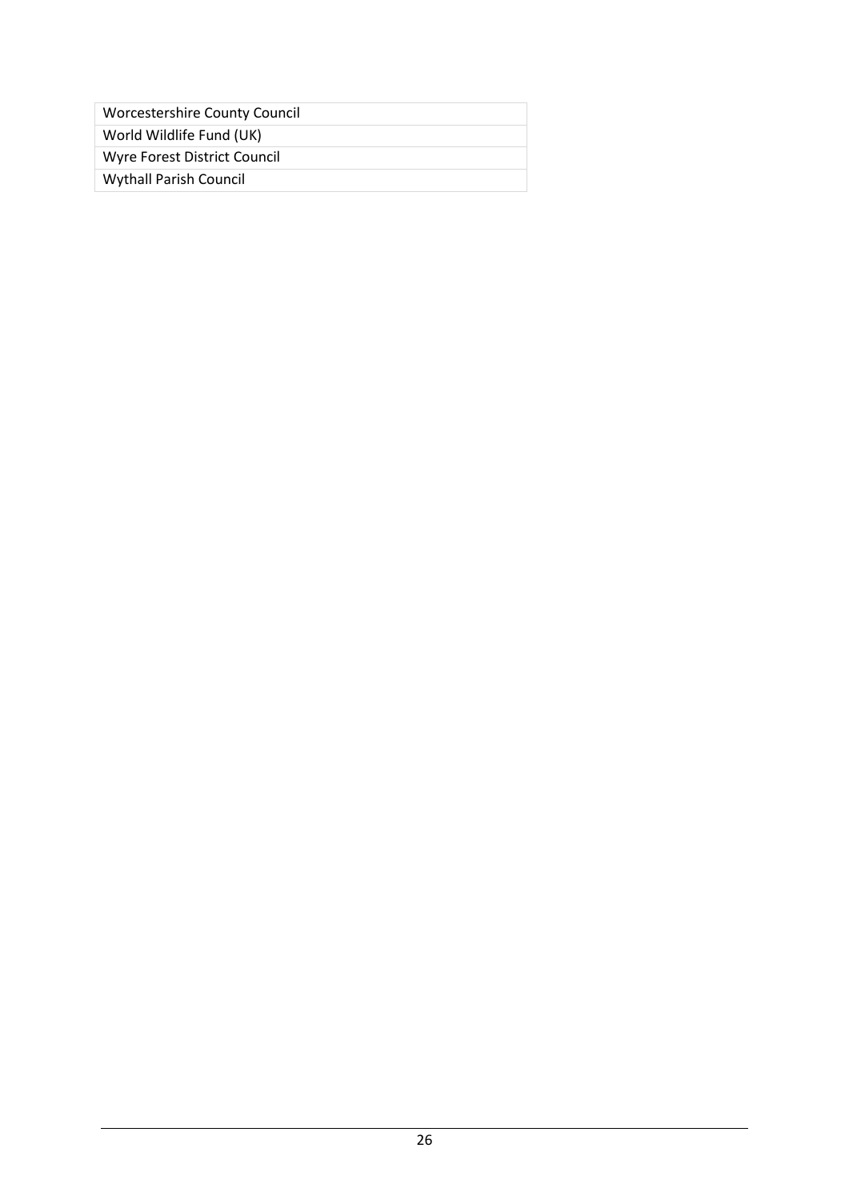| |
|---|
| Worcestershire County Council |
| World Wildlife Fund (UK) |
| Wyre Forest District Council |
| Wythall Parish Council |